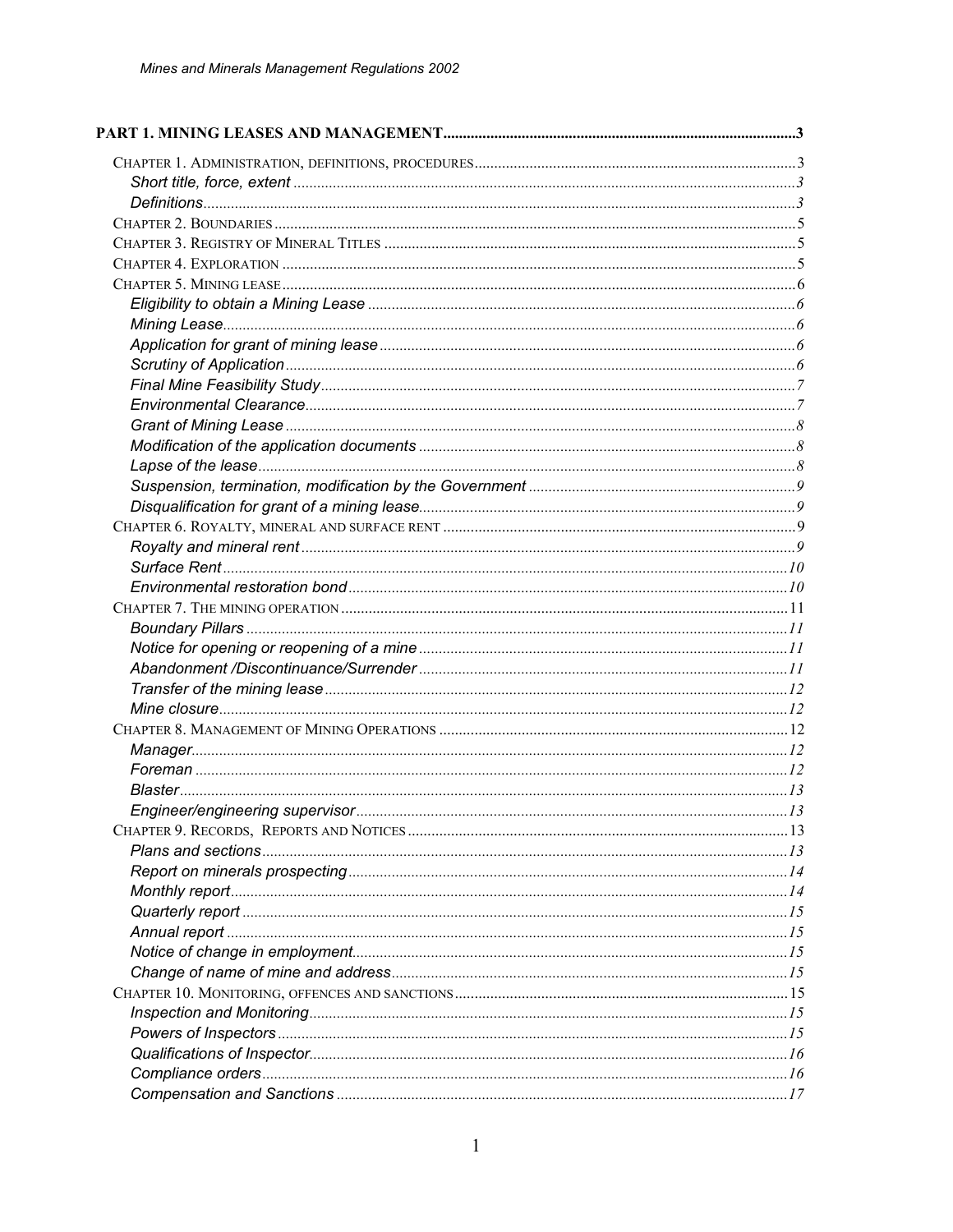**PART 1. MINING LEASES AND MANAGEMENT** ..... 3

- CHAPTER 1. ADMINISTRATION, DEFINITIONS, PROCEDURES ..... 3
  - *Short title, force, extent* ..... 3
  - *Definitions* ..... 3
- CHAPTER 2. BOUNDARIES ..... 5
- CHAPTER 3. REGISTRY OF MINERAL TITLES ..... 5
- CHAPTER 4. EXPLORATION ..... 5
- CHAPTER 5. MINING LEASE ..... 6
  - *Eligibility to obtain a Mining Lease* ..... 6
  - *Mining Lease* ..... 6
  - *Application for grant of mining lease* ..... 6
  - *Scrutiny of Application* ..... 6
  - *Final Mine Feasibility Study* ..... 7
  - *Environmental Clearance* ..... 7
  - *Grant of Mining Lease* ..... 8
  - *Modification of the application documents* ..... 8
  - *Lapse of the lease* ..... 8
  - *Suspension, termination, modification by the Government* ..... 9
  - *Disqualification for grant of a mining lease* ..... 9
- CHAPTER 6. ROYALTY, MINERAL AND SURFACE RENT ..... 9
  - *Royalty and mineral rent* ..... 9
  - *Surface Rent* ..... 10
  - *Environmental restoration bond* ..... 10
- CHAPTER 7. THE MINING OPERATION ..... 11
  - *Boundary Pillars* ..... 11
  - *Notice for opening or reopening of a mine* ..... 11
  - *Abandonment /Discontinuance/Surrender* ..... 11
  - *Transfer of the mining lease* ..... 12
  - *Mine closure* ..... 12
- CHAPTER 8. MANAGEMENT OF MINING OPERATIONS ..... 12
  - *Manager* ..... 12
  - *Foreman* ..... 12
  - *Blaster* ..... 13
  - *Engineer/engineering supervisor* ..... 13
- CHAPTER 9. RECORDS, REPORTS AND NOTICES ..... 13
  - *Plans and sections* ..... 13
  - *Report on minerals prospecting* ..... 14
  - *Monthly report* ..... 14
  - *Quarterly report* ..... 15
  - *Annual report* ..... 15
  - *Notice of change in employment* ..... 15
  - *Change of name of mine and address* ..... 15
- CHAPTER 10. MONITORING, OFFENCES AND SANCTIONS ..... 15
  - *Inspection and Monitoring* ..... 15
  - *Powers of Inspectors* ..... 15
  - *Qualifications of Inspector* ..... 16
  - *Compliance orders* ..... 16
  - *Compensation and Sanctions* ..... 17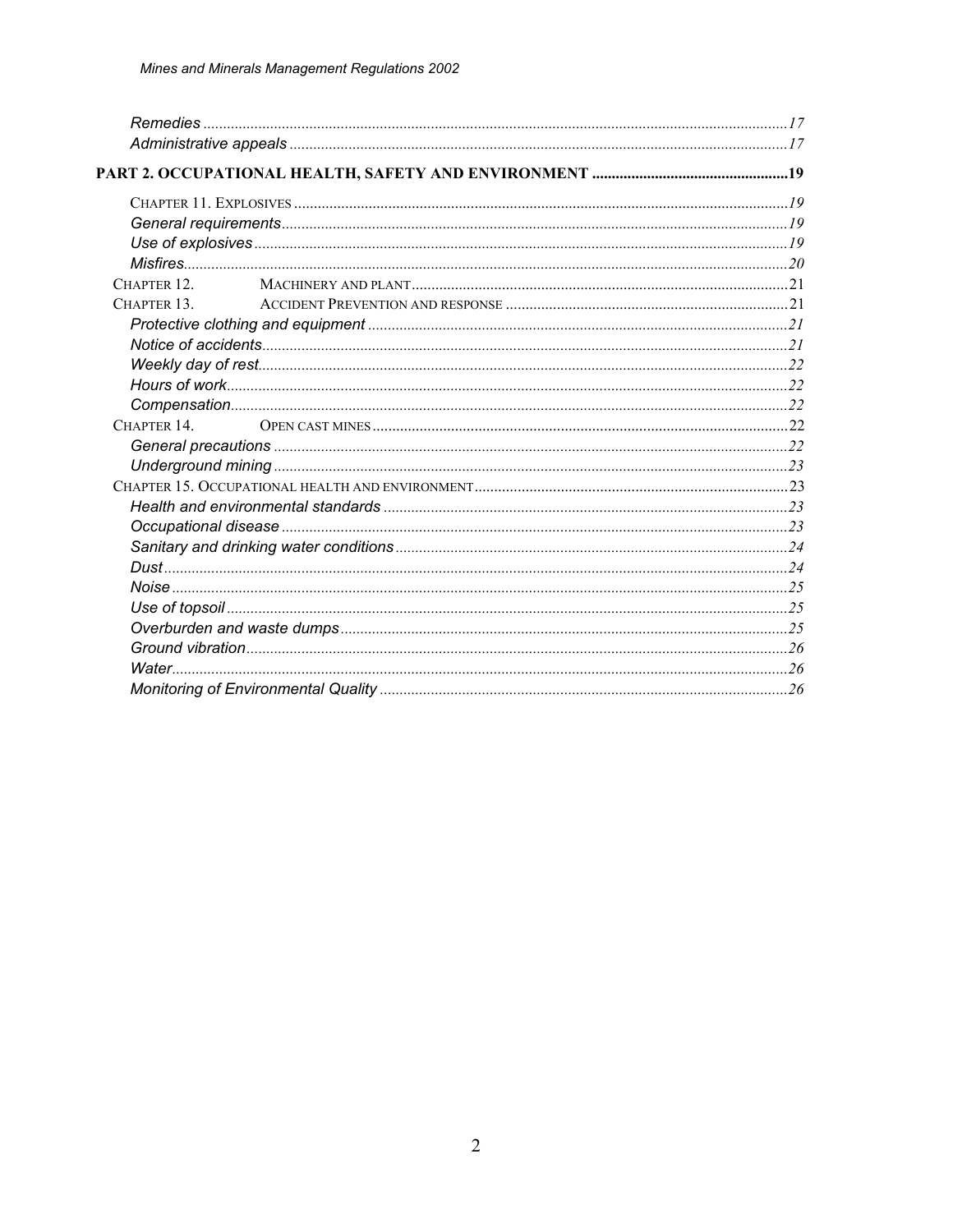*Remedies* ...... 17
*Administrative appeals* ...... 17

**PART 2. OCCUPATIONAL HEALTH, SAFETY AND ENVIRONMENT ...... 19**

CHAPTER 11. EXPLOSIVES ...... 19
*General requirements* ...... 19
*Use of explosives* ...... 19
*Misfires* ...... 20
CHAPTER 12. MACHINERY AND PLANT ...... 21
CHAPTER 13. ACCIDENT PREVENTION AND RESPONSE ...... 21
*Protective clothing and equipment* ...... 21
*Notice of accidents* ...... 21
*Weekly day of rest* ...... 22
*Hours of work* ...... 22
*Compensation* ...... 22
CHAPTER 14. OPEN CAST MINES ...... 22
*General precautions* ...... 22
*Underground mining* ...... 23
CHAPTER 15. OCCUPATIONAL HEALTH AND ENVIRONMENT ...... 23
*Health and environmental standards* ...... 23
*Occupational disease* ...... 23
*Sanitary and drinking water conditions* ...... 24
*Dust* ...... 24
*Noise* ...... 25
*Use of topsoil* ...... 25
*Overburden and waste dumps* ...... 25
*Ground vibration* ...... 26
*Water* ...... 26
*Monitoring of Environmental Quality* ...... 26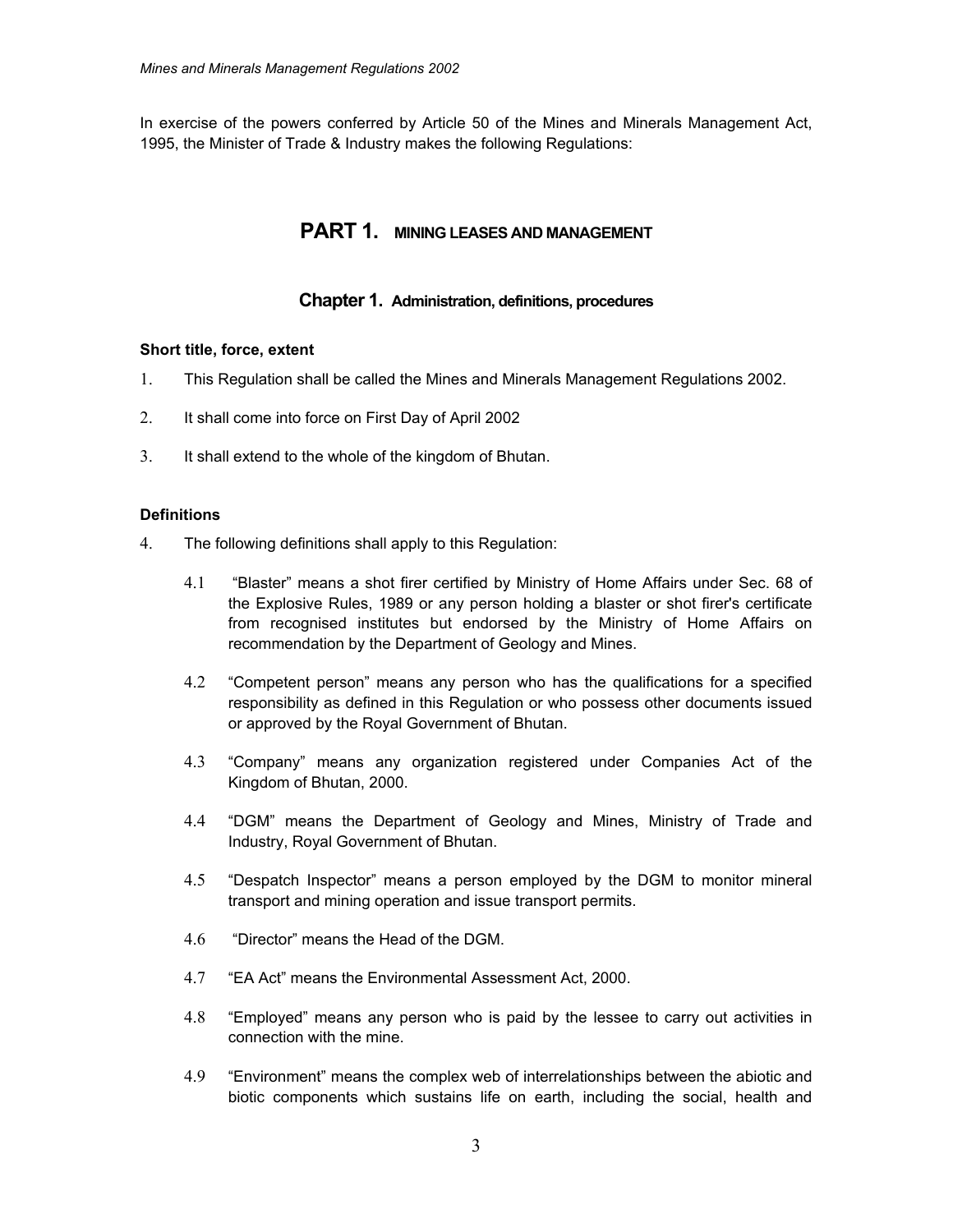In exercise of the powers conferred by Article 50 of the Mines and Minerals Management Act, 1995, the Minister of Trade & Industry makes the following Regulations:

# PART 1. MINING LEASES AND MANAGEMENT

## Chapter 1. Administration, definitions, procedures

### Short title, force, extent

1. This Regulation shall be called the Mines and Minerals Management Regulations 2002.

2. It shall come into force on First Day of April 2002

3. It shall extend to the whole of the kingdom of Bhutan.

### Definitions

4. The following definitions shall apply to this Regulation:

   4.1 "Blaster" means a shot firer certified by Ministry of Home Affairs under Sec. 68 of the Explosive Rules, 1989 or any person holding a blaster or shot firer's certificate from recognised institutes but endorsed by the Ministry of Home Affairs on recommendation by the Department of Geology and Mines.

   4.2 "Competent person" means any person who has the qualifications for a specified responsibility as defined in this Regulation or who possess other documents issued or approved by the Royal Government of Bhutan.

   4.3 "Company" means any organization registered under Companies Act of the Kingdom of Bhutan, 2000.

   4.4 "DGM" means the Department of Geology and Mines, Ministry of Trade and Industry, Royal Government of Bhutan.

   4.5 "Despatch Inspector" means a person employed by the DGM to monitor mineral transport and mining operation and issue transport permits.

   4.6 "Director" means the Head of the DGM.

   4.7 "EA Act" means the Environmental Assessment Act, 2000.

   4.8 "Employed" means any person who is paid by the lessee to carry out activities in connection with the mine.

   4.9 "Environment" means the complex web of interrelationships between the abiotic and biotic components which sustains life on earth, including the social, health and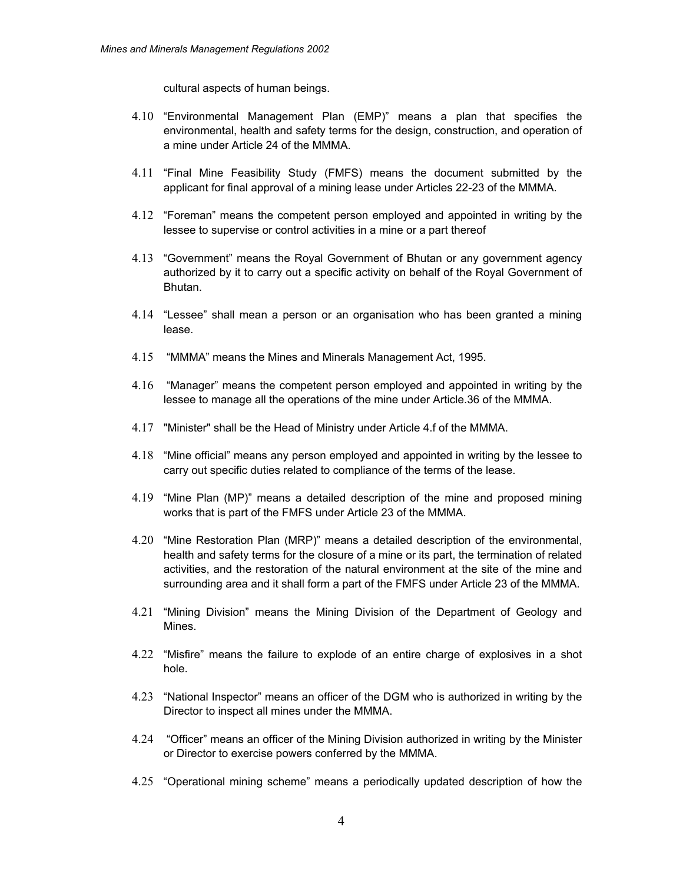cultural aspects of human beings.

4.10 "Environmental Management Plan (EMP)" means a plan that specifies the environmental, health and safety terms for the design, construction, and operation of a mine under Article 24 of the MMMA.

4.11 "Final Mine Feasibility Study (FMFS) means the document submitted by the applicant for final approval of a mining lease under Articles 22-23 of the MMMA.

4.12 "Foreman" means the competent person employed and appointed in writing by the lessee to supervise or control activities in a mine or a part thereof

4.13 "Government" means the Royal Government of Bhutan or any government agency authorized by it to carry out a specific activity on behalf of the Royal Government of Bhutan.

4.14 "Lessee" shall mean a person or an organisation who has been granted a mining lease.

4.15 "MMMA" means the Mines and Minerals Management Act, 1995.

4.16 "Manager" means the competent person employed and appointed in writing by the lessee to manage all the operations of the mine under Article.36 of the MMMA.

4.17 "Minister" shall be the Head of Ministry under Article 4.f of the MMMA.

4.18 "Mine official" means any person employed and appointed in writing by the lessee to carry out specific duties related to compliance of the terms of the lease.

4.19 "Mine Plan (MP)" means a detailed description of the mine and proposed mining works that is part of the FMFS under Article 23 of the MMMA.

4.20 "Mine Restoration Plan (MRP)" means a detailed description of the environmental, health and safety terms for the closure of a mine or its part, the termination of related activities, and the restoration of the natural environment at the site of the mine and surrounding area and it shall form a part of the FMFS under Article 23 of the MMMA.

4.21 "Mining Division" means the Mining Division of the Department of Geology and Mines.

4.22 "Misfire" means the failure to explode of an entire charge of explosives in a shot hole.

4.23 "National Inspector" means an officer of the DGM who is authorized in writing by the Director to inspect all mines under the MMMA.

4.24 "Officer" means an officer of the Mining Division authorized in writing by the Minister or Director to exercise powers conferred by the MMMA.

4.25 "Operational mining scheme" means a periodically updated description of how the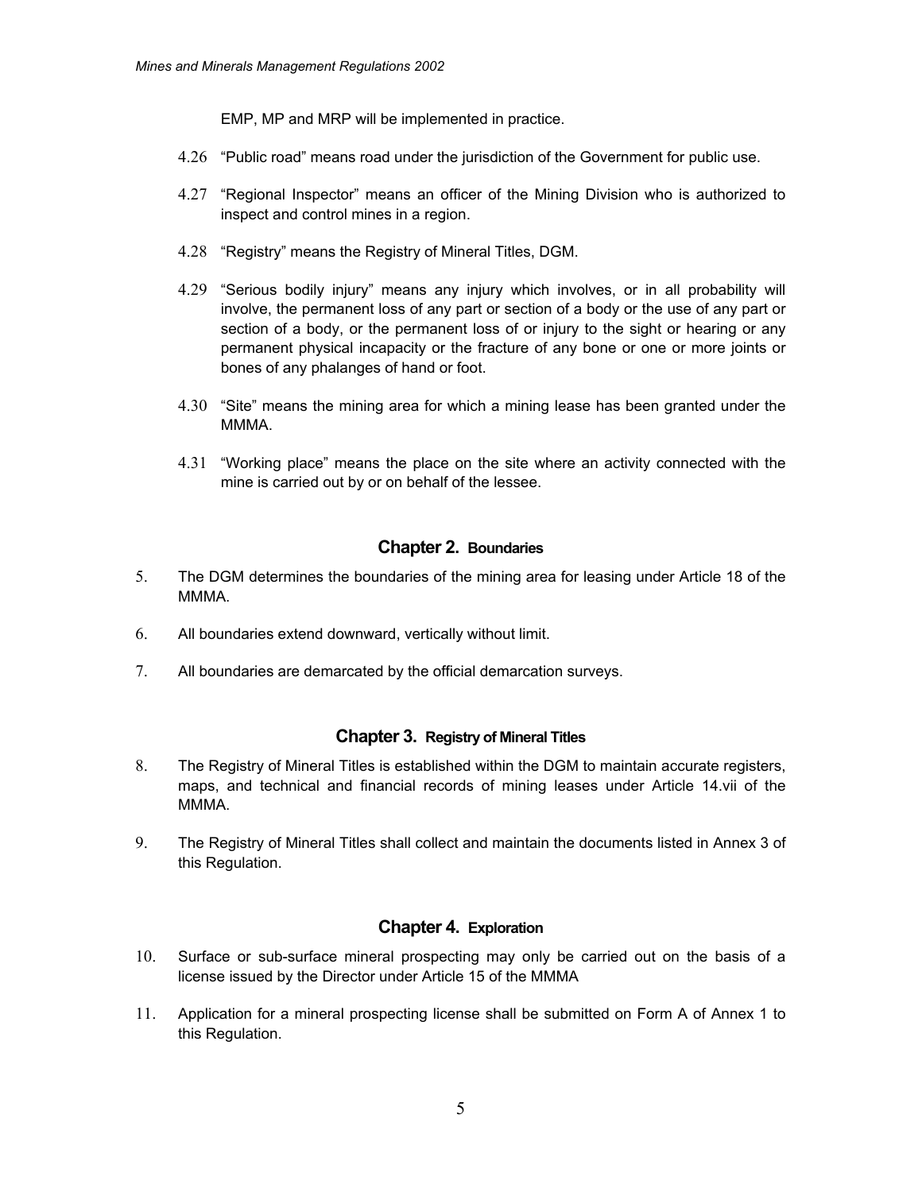EMP, MP and MRP will be implemented in practice.

4.26 "Public road" means road under the jurisdiction of the Government for public use.

4.27 "Regional Inspector" means an officer of the Mining Division who is authorized to inspect and control mines in a region.

4.28 "Registry" means the Registry of Mineral Titles, DGM.

4.29 "Serious bodily injury" means any injury which involves, or in all probability will involve, the permanent loss of any part or section of a body or the use of any part or section of a body, or the permanent loss of or injury to the sight or hearing or any permanent physical incapacity or the fracture of any bone or one or more joints or bones of any phalanges of hand or foot.

4.30 "Site" means the mining area for which a mining lease has been granted under the MMMA.

4.31 "Working place" means the place on the site where an activity connected with the mine is carried out by or on behalf of the lessee.

## Chapter 2. Boundaries

5. The DGM determines the boundaries of the mining area for leasing under Article 18 of the MMMA.

6. All boundaries extend downward, vertically without limit.

7. All boundaries are demarcated by the official demarcation surveys.

## Chapter 3. Registry of Mineral Titles

8. The Registry of Mineral Titles is established within the DGM to maintain accurate registers, maps, and technical and financial records of mining leases under Article 14.vii of the MMMA.

9. The Registry of Mineral Titles shall collect and maintain the documents listed in Annex 3 of this Regulation.

## Chapter 4. Exploration

10. Surface or sub-surface mineral prospecting may only be carried out on the basis of a license issued by the Director under Article 15 of the MMMA

11. Application for a mineral prospecting license shall be submitted on Form A of Annex 1 to this Regulation.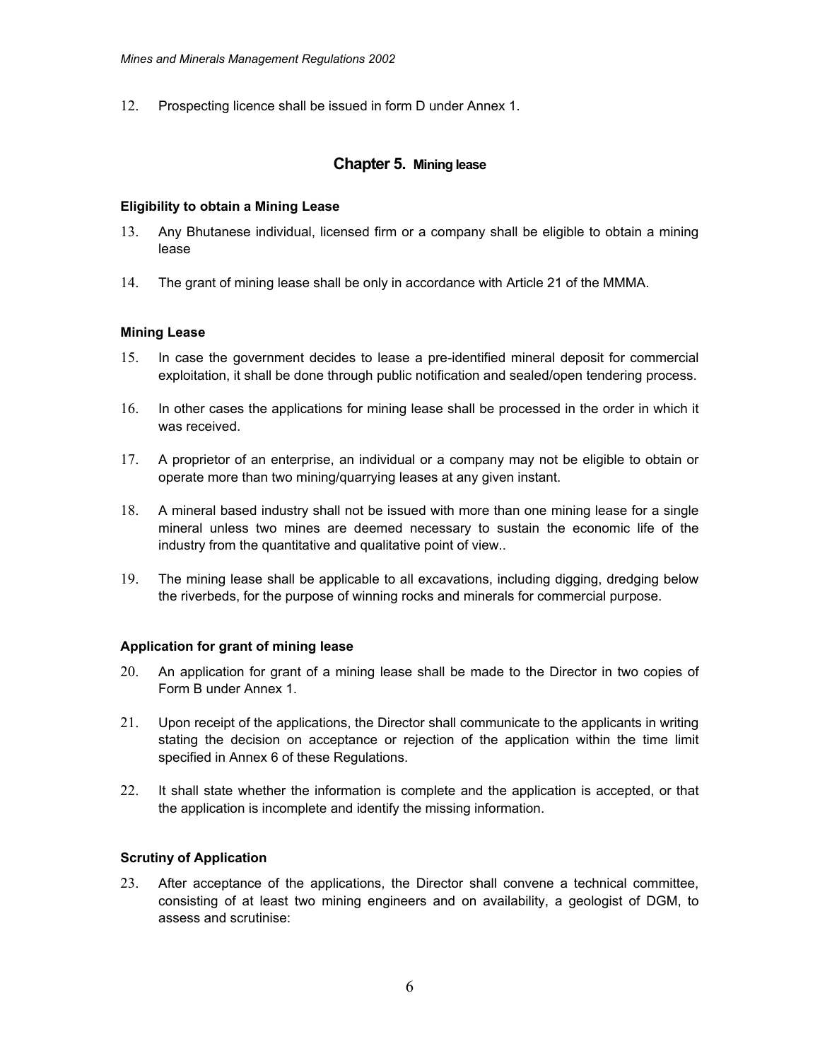12. Prospecting licence shall be issued in form D under Annex 1.

## Chapter 5. Mining lease

### Eligibility to obtain a Mining Lease

13. Any Bhutanese individual, licensed firm or a company shall be eligible to obtain a mining lease

14. The grant of mining lease shall be only in accordance with Article 21 of the MMMA.

### Mining Lease

15. In case the government decides to lease a pre-identified mineral deposit for commercial exploitation, it shall be done through public notification and sealed/open tendering process.

16. In other cases the applications for mining lease shall be processed in the order in which it was received.

17. A proprietor of an enterprise, an individual or a company may not be eligible to obtain or operate more than two mining/quarrying leases at any given instant.

18. A mineral based industry shall not be issued with more than one mining lease for a single mineral unless two mines are deemed necessary to sustain the economic life of the industry from the quantitative and qualitative point of view..

19. The mining lease shall be applicable to all excavations, including digging, dredging below the riverbeds, for the purpose of winning rocks and minerals for commercial purpose.

### Application for grant of mining lease

20. An application for grant of a mining lease shall be made to the Director in two copies of Form B under Annex 1.

21. Upon receipt of the applications, the Director shall communicate to the applicants in writing stating the decision on acceptance or rejection of the application within the time limit specified in Annex 6 of these Regulations.

22. It shall state whether the information is complete and the application is accepted, or that the application is incomplete and identify the missing information.

### Scrutiny of Application

23. After acceptance of the applications, the Director shall convene a technical committee, consisting of at least two mining engineers and on availability, a geologist of DGM, to assess and scrutinise: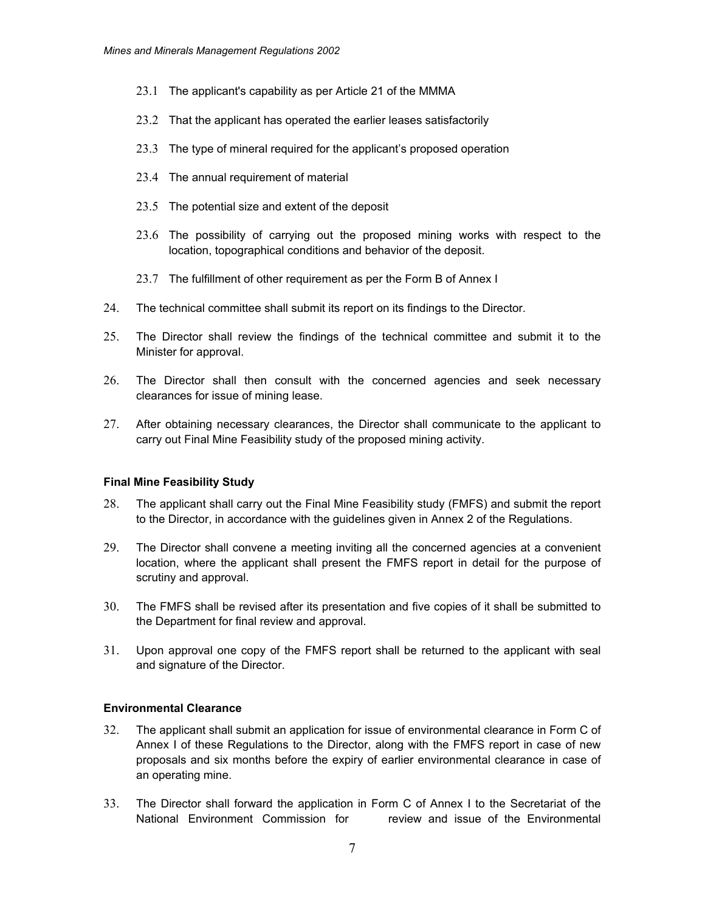23.1 The applicant's capability as per Article 21 of the MMMA

23.2 That the applicant has operated the earlier leases satisfactorily

23.3 The type of mineral required for the applicant's proposed operation

23.4 The annual requirement of material

23.5 The potential size and extent of the deposit

23.6 The possibility of carrying out the proposed mining works with respect to the location, topographical conditions and behavior of the deposit.

23.7 The fulfillment of other requirement as per the Form B of Annex I

24. The technical committee shall submit its report on its findings to the Director.

25. The Director shall review the findings of the technical committee and submit it to the Minister for approval.

26. The Director shall then consult with the concerned agencies and seek necessary clearances for issue of mining lease.

27. After obtaining necessary clearances, the Director shall communicate to the applicant to carry out Final Mine Feasibility study of the proposed mining activity.

**Final Mine Feasibility Study**

28. The applicant shall carry out the Final Mine Feasibility study (FMFS) and submit the report to the Director, in accordance with the guidelines given in Annex 2 of the Regulations.

29. The Director shall convene a meeting inviting all the concerned agencies at a convenient location, where the applicant shall present the FMFS report in detail for the purpose of scrutiny and approval.

30. The FMFS shall be revised after its presentation and five copies of it shall be submitted to the Department for final review and approval.

31. Upon approval one copy of the FMFS report shall be returned to the applicant with seal and signature of the Director.

**Environmental Clearance**

32. The applicant shall submit an application for issue of environmental clearance in Form C of Annex I of these Regulations to the Director, along with the FMFS report in case of new proposals and six months before the expiry of earlier environmental clearance in case of an operating mine.

33. The Director shall forward the application in Form C of Annex I to the Secretariat of the National Environment Commission for review and issue of the Environmental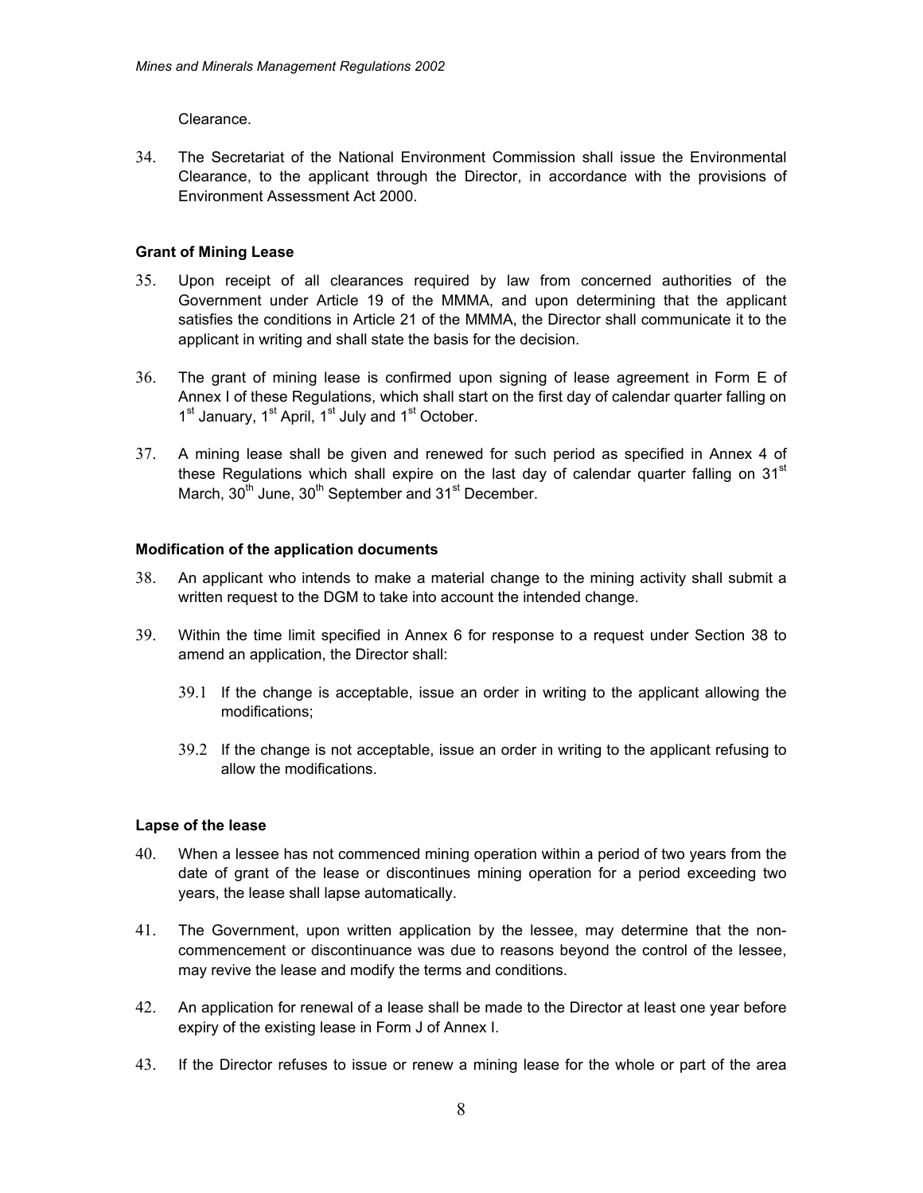Clearance.

34. The Secretariat of the National Environment Commission shall issue the Environmental Clearance, to the applicant through the Director, in accordance with the provisions of Environment Assessment Act 2000.

**Grant of Mining Lease**

35. Upon receipt of all clearances required by law from concerned authorities of the Government under Article 19 of the MMMA, and upon determining that the applicant satisfies the conditions in Article 21 of the MMMA, the Director shall communicate it to the applicant in writing and shall state the basis for the decision.

36. The grant of mining lease is confirmed upon signing of lease agreement in Form E of Annex I of these Regulations, which shall start on the first day of calendar quarter falling on 1st January, 1st April, 1st July and 1st October.

37. A mining lease shall be given and renewed for such period as specified in Annex 4 of these Regulations which shall expire on the last day of calendar quarter falling on 31st March, 30th June, 30th September and 31st December.

**Modification of the application documents**

38. An applicant who intends to make a material change to the mining activity shall submit a written request to the DGM to take into account the intended change.

39. Within the time limit specified in Annex 6 for response to a request under Section 38 to amend an application, the Director shall:

    39.1 If the change is acceptable, issue an order in writing to the applicant allowing the modifications;

    39.2 If the change is not acceptable, issue an order in writing to the applicant refusing to allow the modifications.

**Lapse of the lease**

40. When a lessee has not commenced mining operation within a period of two years from the date of grant of the lease or discontinues mining operation for a period exceeding two years, the lease shall lapse automatically.

41. The Government, upon written application by the lessee, may determine that the non-commencement or discontinuance was due to reasons beyond the control of the lessee, may revive the lease and modify the terms and conditions.

42. An application for renewal of a lease shall be made to the Director at least one year before expiry of the existing lease in Form J of Annex I.

43. If the Director refuses to issue or renew a mining lease for the whole or part of the area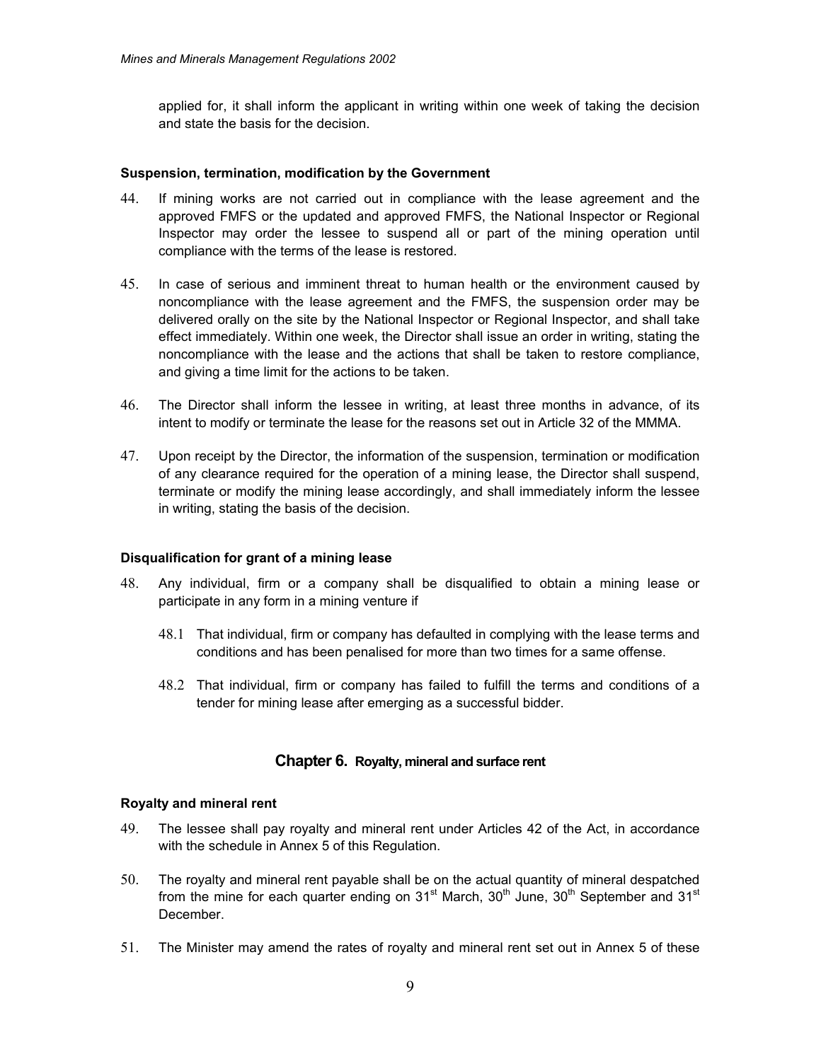applied for, it shall inform the applicant in writing within one week of taking the decision and state the basis for the decision.

### Suspension, termination, modification by the Government

44. If mining works are not carried out in compliance with the lease agreement and the approved FMFS or the updated and approved FMFS, the National Inspector or Regional Inspector may order the lessee to suspend all or part of the mining operation until compliance with the terms of the lease is restored.

45. In case of serious and imminent threat to human health or the environment caused by noncompliance with the lease agreement and the FMFS, the suspension order may be delivered orally on the site by the National Inspector or Regional Inspector, and shall take effect immediately. Within one week, the Director shall issue an order in writing, stating the noncompliance with the lease and the actions that shall be taken to restore compliance, and giving a time limit for the actions to be taken.

46. The Director shall inform the lessee in writing, at least three months in advance, of its intent to modify or terminate the lease for the reasons set out in Article 32 of the MMMA.

47. Upon receipt by the Director, the information of the suspension, termination or modification of any clearance required for the operation of a mining lease, the Director shall suspend, terminate or modify the mining lease accordingly, and shall immediately inform the lessee in writing, stating the basis of the decision.

### Disqualification for grant of a mining lease

48. Any individual, firm or a company shall be disqualified to obtain a mining lease or participate in any form in a mining venture if

    48.1 That individual, firm or company has defaulted in complying with the lease terms and conditions and has been penalised for more than two times for a same offense.

    48.2 That individual, firm or company has failed to fulfill the terms and conditions of a tender for mining lease after emerging as a successful bidder.

## Chapter 6. Royalty, mineral and surface rent

### Royalty and mineral rent

49. The lessee shall pay royalty and mineral rent under Articles 42 of the Act, in accordance with the schedule in Annex 5 of this Regulation.

50. The royalty and mineral rent payable shall be on the actual quantity of mineral despatched from the mine for each quarter ending on 31st March, 30th June, 30th September and 31st December.

51. The Minister may amend the rates of royalty and mineral rent set out in Annex 5 of these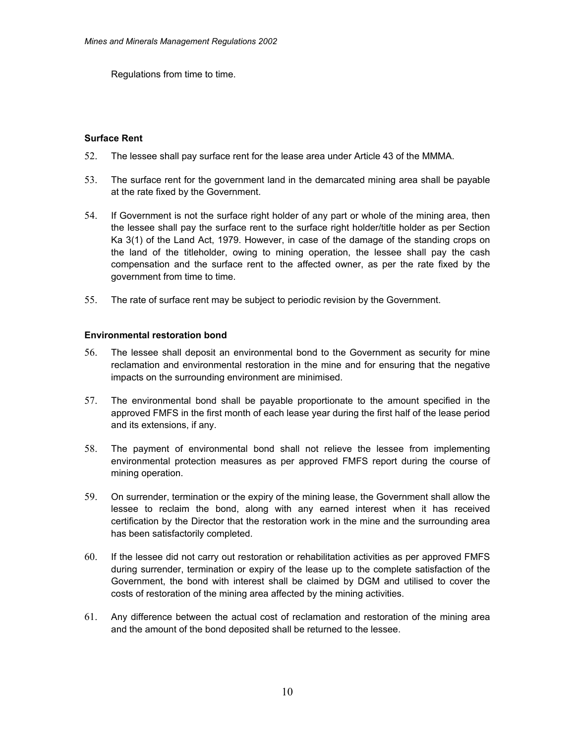Regulations from time to time.

**Surface Rent**

52. The lessee shall pay surface rent for the lease area under Article 43 of the MMMA.

53. The surface rent for the government land in the demarcated mining area shall be payable at the rate fixed by the Government.

54. If Government is not the surface right holder of any part or whole of the mining area, then the lessee shall pay the surface rent to the surface right holder/title holder as per Section Ka 3(1) of the Land Act, 1979. However, in case of the damage of the standing crops on the land of the titleholder, owing to mining operation, the lessee shall pay the cash compensation and the surface rent to the affected owner, as per the rate fixed by the government from time to time.

55. The rate of surface rent may be subject to periodic revision by the Government.

**Environmental restoration bond**

56. The lessee shall deposit an environmental bond to the Government as security for mine reclamation and environmental restoration in the mine and for ensuring that the negative impacts on the surrounding environment are minimised.

57. The environmental bond shall be payable proportionate to the amount specified in the approved FMFS in the first month of each lease year during the first half of the lease period and its extensions, if any.

58. The payment of environmental bond shall not relieve the lessee from implementing environmental protection measures as per approved FMFS report during the course of mining operation.

59. On surrender, termination or the expiry of the mining lease, the Government shall allow the lessee to reclaim the bond, along with any earned interest when it has received certification by the Director that the restoration work in the mine and the surrounding area has been satisfactorily completed.

60. If the lessee did not carry out restoration or rehabilitation activities as per approved FMFS during surrender, termination or expiry of the lease up to the complete satisfaction of the Government, the bond with interest shall be claimed by DGM and utilised to cover the costs of restoration of the mining area affected by the mining activities.

61. Any difference between the actual cost of reclamation and restoration of the mining area and the amount of the bond deposited shall be returned to the lessee.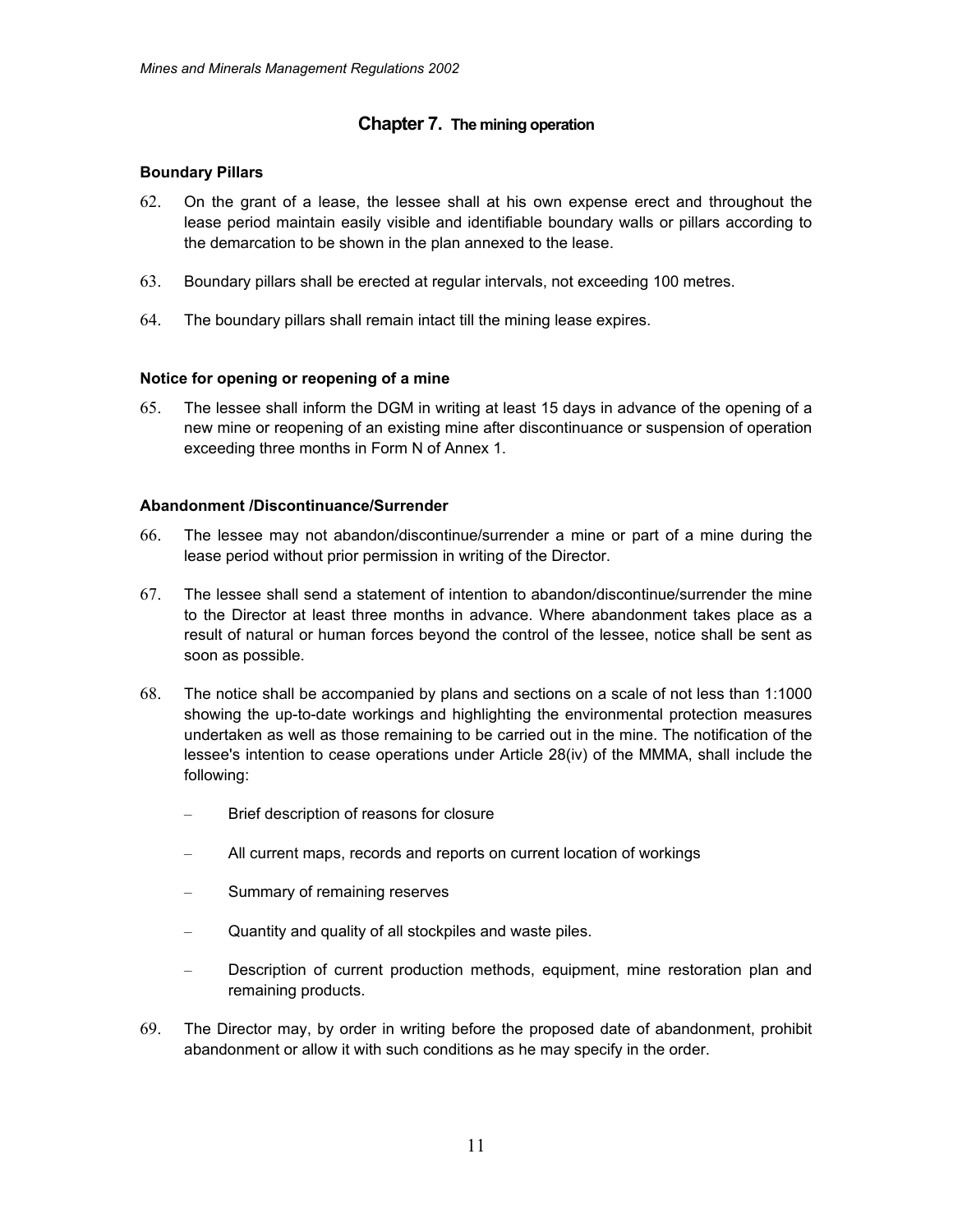## Chapter 7. The mining operation

### Boundary Pillars

62. On the grant of a lease, the lessee shall at his own expense erect and throughout the lease period maintain easily visible and identifiable boundary walls or pillars according to the demarcation to be shown in the plan annexed to the lease.

63. Boundary pillars shall be erected at regular intervals, not exceeding 100 metres.

64. The boundary pillars shall remain intact till the mining lease expires.

### Notice for opening or reopening of a mine

65. The lessee shall inform the DGM in writing at least 15 days in advance of the opening of a new mine or reopening of an existing mine after discontinuance or suspension of operation exceeding three months in Form N of Annex 1.

### Abandonment /Discontinuance/Surrender

66. The lessee may not abandon/discontinue/surrender a mine or part of a mine during the lease period without prior permission in writing of the Director.

67. The lessee shall send a statement of intention to abandon/discontinue/surrender the mine to the Director at least three months in advance. Where abandonment takes place as a result of natural or human forces beyond the control of the lessee, notice shall be sent as soon as possible.

68. The notice shall be accompanied by plans and sections on a scale of not less than 1:1000 showing the up-to-date workings and highlighting the environmental protection measures undertaken as well as those remaining to be carried out in the mine. The notification of the lessee's intention to cease operations under Article 28(iv) of the MMMA, shall include the following:

    - Brief description of reasons for closure
    - All current maps, records and reports on current location of workings
    - Summary of remaining reserves
    - Quantity and quality of all stockpiles and waste piles.
    - Description of current production methods, equipment, mine restoration plan and remaining products.

69. The Director may, by order in writing before the proposed date of abandonment, prohibit abandonment or allow it with such conditions as he may specify in the order.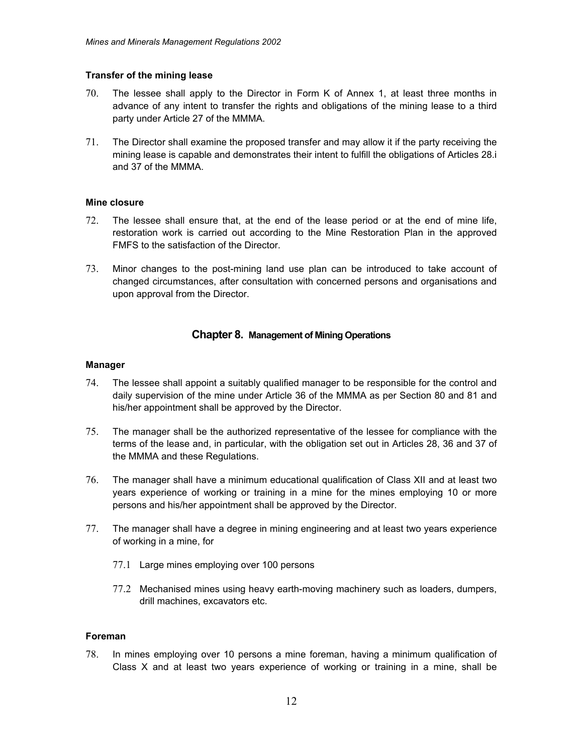### Transfer of the mining lease

70. The lessee shall apply to the Director in Form K of Annex 1, at least three months in advance of any intent to transfer the rights and obligations of the mining lease to a third party under Article 27 of the MMMA.

71. The Director shall examine the proposed transfer and may allow it if the party receiving the mining lease is capable and demonstrates their intent to fulfill the obligations of Articles 28.i and 37 of the MMMA.

### Mine closure

72. The lessee shall ensure that, at the end of the lease period or at the end of mine life, restoration work is carried out according to the Mine Restoration Plan in the approved FMFS to the satisfaction of the Director.

73. Minor changes to the post-mining land use plan can be introduced to take account of changed circumstances, after consultation with concerned persons and organisations and upon approval from the Director.

## Chapter 8. Management of Mining Operations

### Manager

74. The lessee shall appoint a suitably qualified manager to be responsible for the control and daily supervision of the mine under Article 36 of the MMMA as per Section 80 and 81 and his/her appointment shall be approved by the Director.

75. The manager shall be the authorized representative of the lessee for compliance with the terms of the lease and, in particular, with the obligation set out in Articles 28, 36 and 37 of the MMMA and these Regulations.

76. The manager shall have a minimum educational qualification of Class XII and at least two years experience of working or training in a mine for the mines employing 10 or more persons and his/her appointment shall be approved by the Director.

77. The manager shall have a degree in mining engineering and at least two years experience of working in a mine, for

    77.1 Large mines employing over 100 persons

    77.2 Mechanised mines using heavy earth-moving machinery such as loaders, dumpers, drill machines, excavators etc.

### Foreman

78. In mines employing over 10 persons a mine foreman, having a minimum qualification of Class X and at least two years experience of working or training in a mine, shall be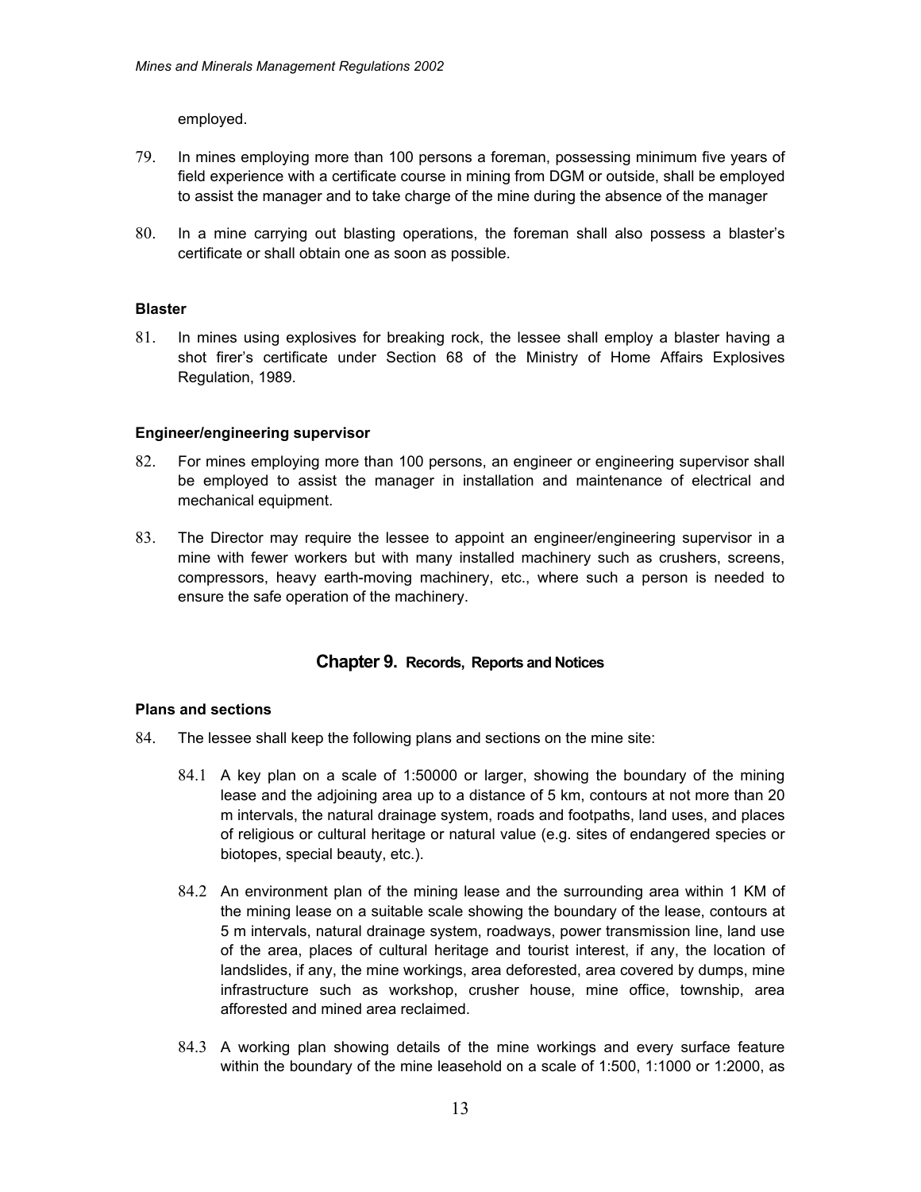employed.

79. In mines employing more than 100 persons a foreman, possessing minimum five years of field experience with a certificate course in mining from DGM or outside, shall be employed to assist the manager and to take charge of the mine during the absence of the manager

80. In a mine carrying out blasting operations, the foreman shall also possess a blaster's certificate or shall obtain one as soon as possible.

### Blaster

81. In mines using explosives for breaking rock, the lessee shall employ a blaster having a shot firer's certificate under Section 68 of the Ministry of Home Affairs Explosives Regulation, 1989.

### Engineer/engineering supervisor

82. For mines employing more than 100 persons, an engineer or engineering supervisor shall be employed to assist the manager in installation and maintenance of electrical and mechanical equipment.

83. The Director may require the lessee to appoint an engineer/engineering supervisor in a mine with fewer workers but with many installed machinery such as crushers, screens, compressors, heavy earth-moving machinery, etc., where such a person is needed to ensure the safe operation of the machinery.

## Chapter 9. Records, Reports and Notices

### Plans and sections

84. The lessee shall keep the following plans and sections on the mine site:

    84.1 A key plan on a scale of 1:50000 or larger, showing the boundary of the mining lease and the adjoining area up to a distance of 5 km, contours at not more than 20 m intervals, the natural drainage system, roads and footpaths, land uses, and places of religious or cultural heritage or natural value (e.g. sites of endangered species or biotopes, special beauty, etc.).

    84.2 An environment plan of the mining lease and the surrounding area within 1 KM of the mining lease on a suitable scale showing the boundary of the lease, contours at 5 m intervals, natural drainage system, roadways, power transmission line, land use of the area, places of cultural heritage and tourist interest, if any, the location of landslides, if any, the mine workings, area deforested, area covered by dumps, mine infrastructure such as workshop, crusher house, mine office, township, area afforested and mined area reclaimed.

    84.3 A working plan showing details of the mine workings and every surface feature within the boundary of the mine leasehold on a scale of 1:500, 1:1000 or 1:2000, as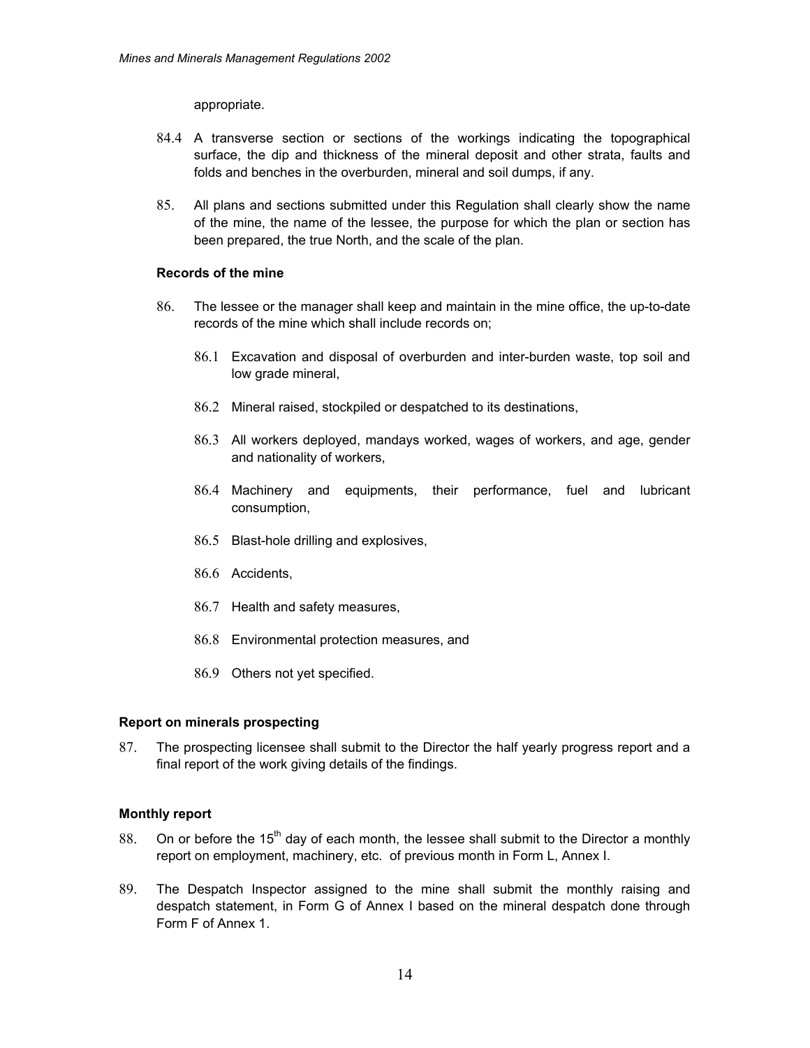appropriate.

84.4 A transverse section or sections of the workings indicating the topographical surface, the dip and thickness of the mineral deposit and other strata, faults and folds and benches in the overburden, mineral and soil dumps, if any.

85. All plans and sections submitted under this Regulation shall clearly show the name of the mine, the name of the lessee, the purpose for which the plan or section has been prepared, the true North, and the scale of the plan.

**Records of the mine**

86. The lessee or the manager shall keep and maintain in the mine office, the up-to-date records of the mine which shall include records on;

86.1 Excavation and disposal of overburden and inter-burden waste, top soil and low grade mineral,

86.2 Mineral raised, stockpiled or despatched to its destinations,

86.3 All workers deployed, mandays worked, wages of workers, and age, gender and nationality of workers,

86.4 Machinery and equipments, their performance, fuel and lubricant consumption,

86.5 Blast-hole drilling and explosives,

86.6 Accidents,

86.7 Health and safety measures,

86.8 Environmental protection measures, and

86.9 Others not yet specified.

**Report on minerals prospecting**

87. The prospecting licensee shall submit to the Director the half yearly progress report and a final report of the work giving details of the findings.

**Monthly report**

88. On or before the 15th day of each month, the lessee shall submit to the Director a monthly report on employment, machinery, etc. of previous month in Form L, Annex I.

89. The Despatch Inspector assigned to the mine shall submit the monthly raising and despatch statement, in Form G of Annex I based on the mineral despatch done through Form F of Annex 1.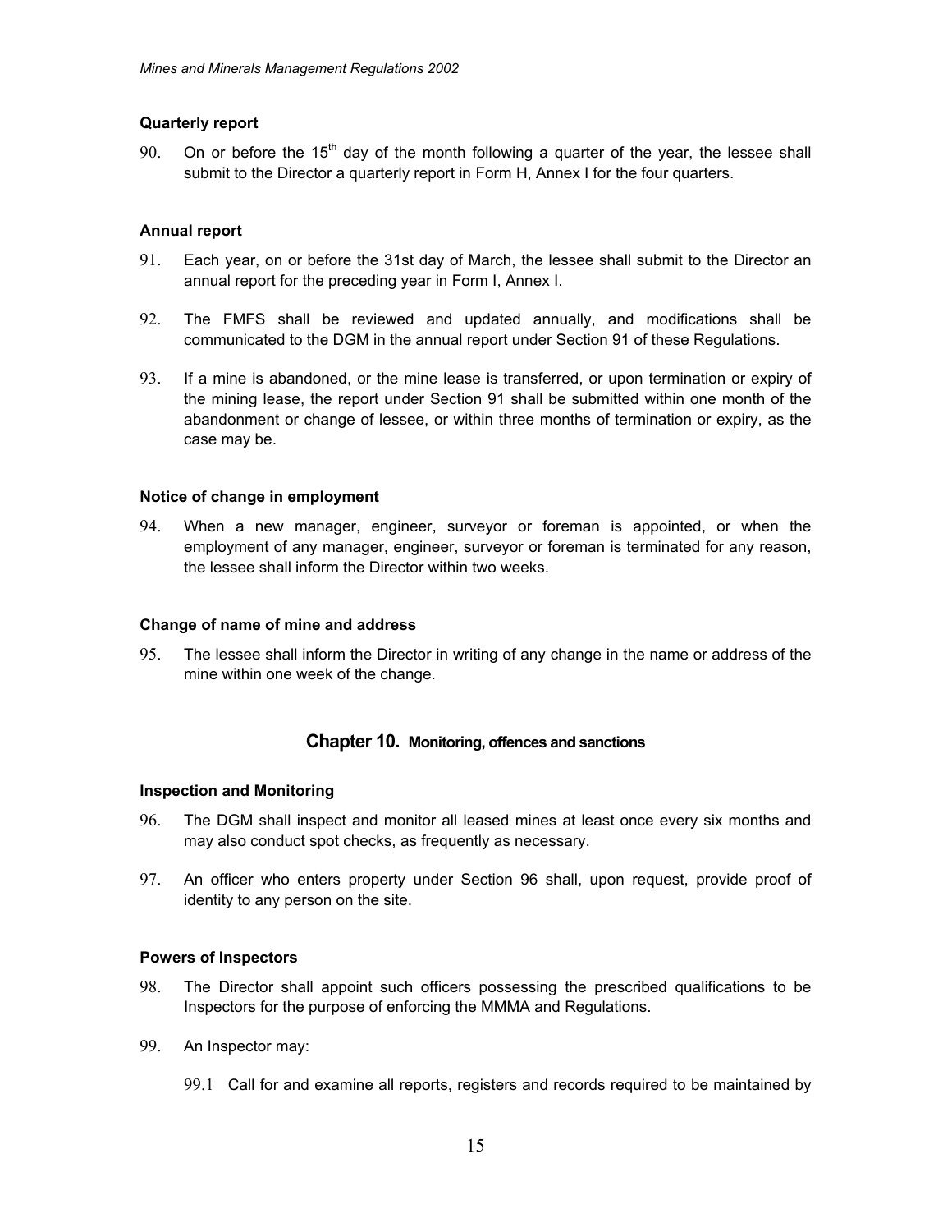### Quarterly report

90. On or before the 15th day of the month following a quarter of the year, the lessee shall submit to the Director a quarterly report in Form H, Annex I for the four quarters.

### Annual report

91. Each year, on or before the 31st day of March, the lessee shall submit to the Director an annual report for the preceding year in Form I, Annex I.

92. The FMFS shall be reviewed and updated annually, and modifications shall be communicated to the DGM in the annual report under Section 91 of these Regulations.

93. If a mine is abandoned, or the mine lease is transferred, or upon termination or expiry of the mining lease, the report under Section 91 shall be submitted within one month of the abandonment or change of lessee, or within three months of termination or expiry, as the case may be.

### Notice of change in employment

94. When a new manager, engineer, surveyor or foreman is appointed, or when the employment of any manager, engineer, surveyor or foreman is terminated for any reason, the lessee shall inform the Director within two weeks.

### Change of name of mine and address

95. The lessee shall inform the Director in writing of any change in the name or address of the mine within one week of the change.

## Chapter 10. Monitoring, offences and sanctions

### Inspection and Monitoring

96. The DGM shall inspect and monitor all leased mines at least once every six months and may also conduct spot checks, as frequently as necessary.

97. An officer who enters property under Section 96 shall, upon request, provide proof of identity to any person on the site.

### Powers of Inspectors

98. The Director shall appoint such officers possessing the prescribed qualifications to be Inspectors for the purpose of enforcing the MMMA and Regulations.

99. An Inspector may:

   99.1 Call for and examine all reports, registers and records required to be maintained by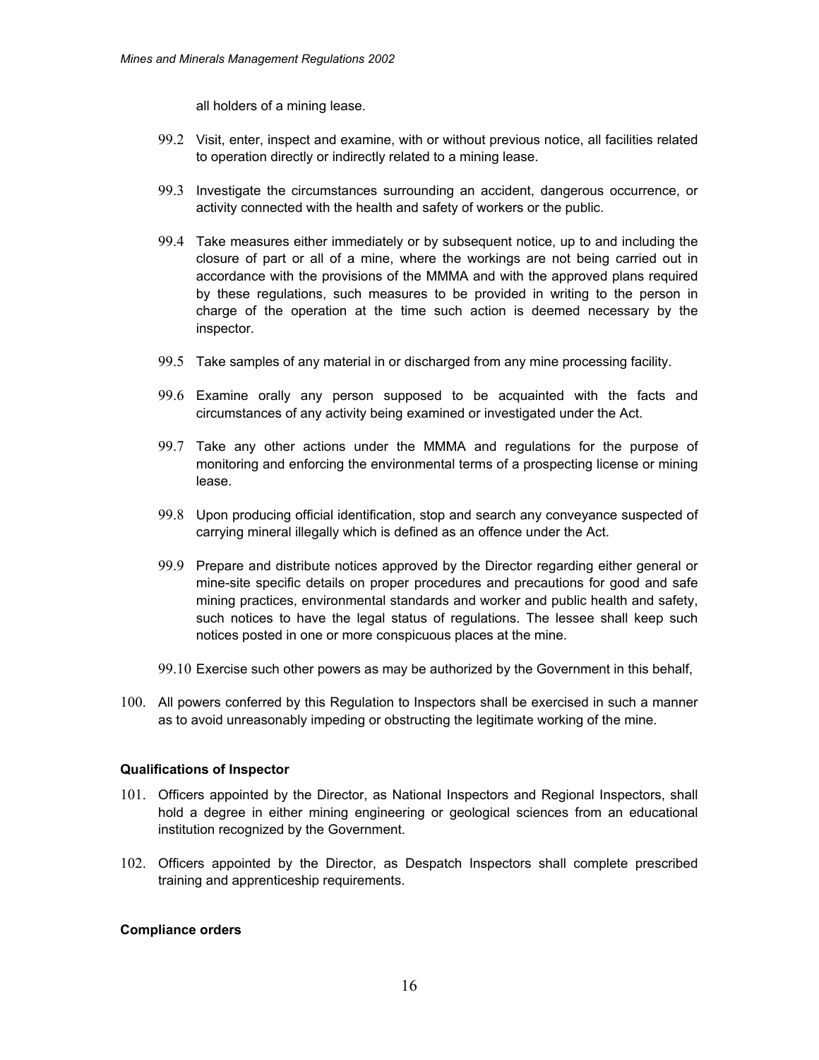all holders of a mining lease.

99.2 Visit, enter, inspect and examine, with or without previous notice, all facilities related to operation directly or indirectly related to a mining lease.

99.3 Investigate the circumstances surrounding an accident, dangerous occurrence, or activity connected with the health and safety of workers or the public.

99.4 Take measures either immediately or by subsequent notice, up to and including the closure of part or all of a mine, where the workings are not being carried out in accordance with the provisions of the MMMA and with the approved plans required by these regulations, such measures to be provided in writing to the person in charge of the operation at the time such action is deemed necessary by the inspector.

99.5 Take samples of any material in or discharged from any mine processing facility.

99.6 Examine orally any person supposed to be acquainted with the facts and circumstances of any activity being examined or investigated under the Act.

99.7 Take any other actions under the MMMA and regulations for the purpose of monitoring and enforcing the environmental terms of a prospecting license or mining lease.

99.8 Upon producing official identification, stop and search any conveyance suspected of carrying mineral illegally which is defined as an offence under the Act.

99.9 Prepare and distribute notices approved by the Director regarding either general or mine-site specific details on proper procedures and precautions for good and safe mining practices, environmental standards and worker and public health and safety, such notices to have the legal status of regulations. The lessee shall keep such notices posted in one or more conspicuous places at the mine.

99.10 Exercise such other powers as may be authorized by the Government in this behalf,

100. All powers conferred by this Regulation to Inspectors shall be exercised in such a manner as to avoid unreasonably impeding or obstructing the legitimate working of the mine.

**Qualifications of Inspector**

101. Officers appointed by the Director, as National Inspectors and Regional Inspectors, shall hold a degree in either mining engineering or geological sciences from an educational institution recognized by the Government.

102. Officers appointed by the Director, as Despatch Inspectors shall complete prescribed training and apprenticeship requirements.

**Compliance orders**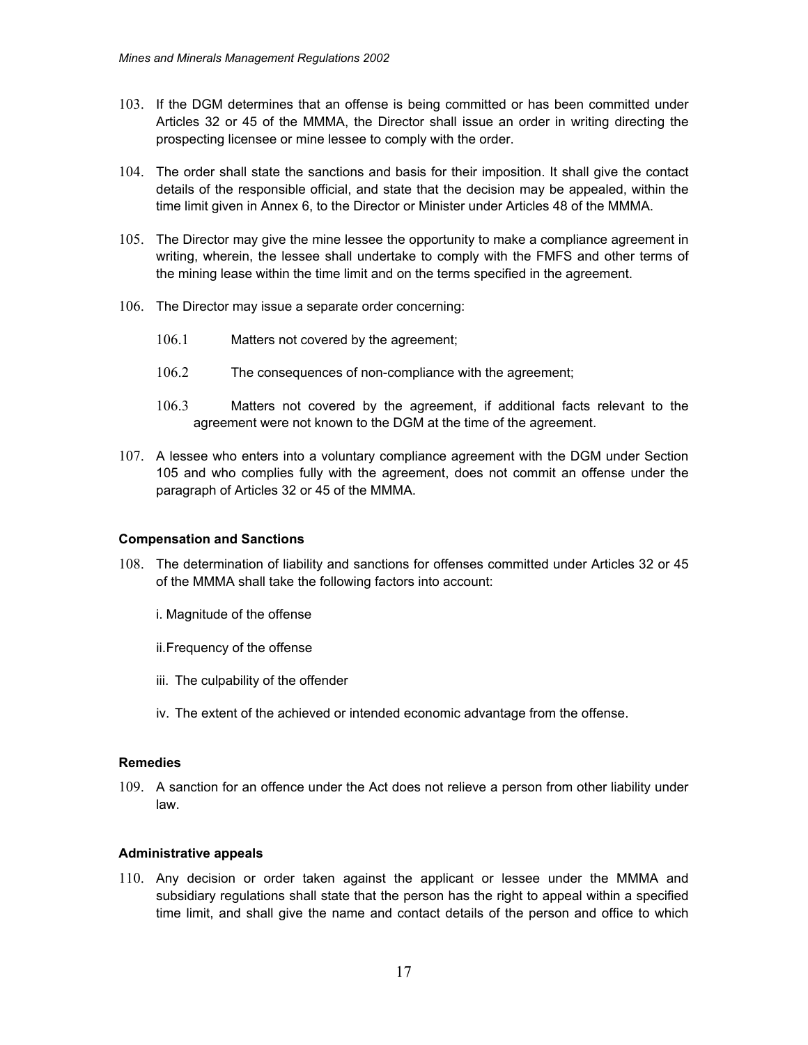103. If the DGM determines that an offense is being committed or has been committed under Articles 32 or 45 of the MMMA, the Director shall issue an order in writing directing the prospecting licensee or mine lessee to comply with the order.

104. The order shall state the sanctions and basis for their imposition. It shall give the contact details of the responsible official, and state that the decision may be appealed, within the time limit given in Annex 6, to the Director or Minister under Articles 48 of the MMMA.

105. The Director may give the mine lessee the opportunity to make a compliance agreement in writing, wherein, the lessee shall undertake to comply with the FMFS and other terms of the mining lease within the time limit and on the terms specified in the agreement.

106. The Director may issue a separate order concerning:

    106.1 Matters not covered by the agreement;

    106.2 The consequences of non-compliance with the agreement;

    106.3 Matters not covered by the agreement, if additional facts relevant to the agreement were not known to the DGM at the time of the agreement.

107. A lessee who enters into a voluntary compliance agreement with the DGM under Section 105 and who complies fully with the agreement, does not commit an offense under the paragraph of Articles 32 or 45 of the MMMA.

**Compensation and Sanctions**

108. The determination of liability and sanctions for offenses committed under Articles 32 or 45 of the MMMA shall take the following factors into account:

    i. Magnitude of the offense

    ii. Frequency of the offense

    iii. The culpability of the offender

    iv. The extent of the achieved or intended economic advantage from the offense.

**Remedies**

109. A sanction for an offence under the Act does not relieve a person from other liability under law.

**Administrative appeals**

110. Any decision or order taken against the applicant or lessee under the MMMA and subsidiary regulations shall state that the person has the right to appeal within a specified time limit, and shall give the name and contact details of the person and office to which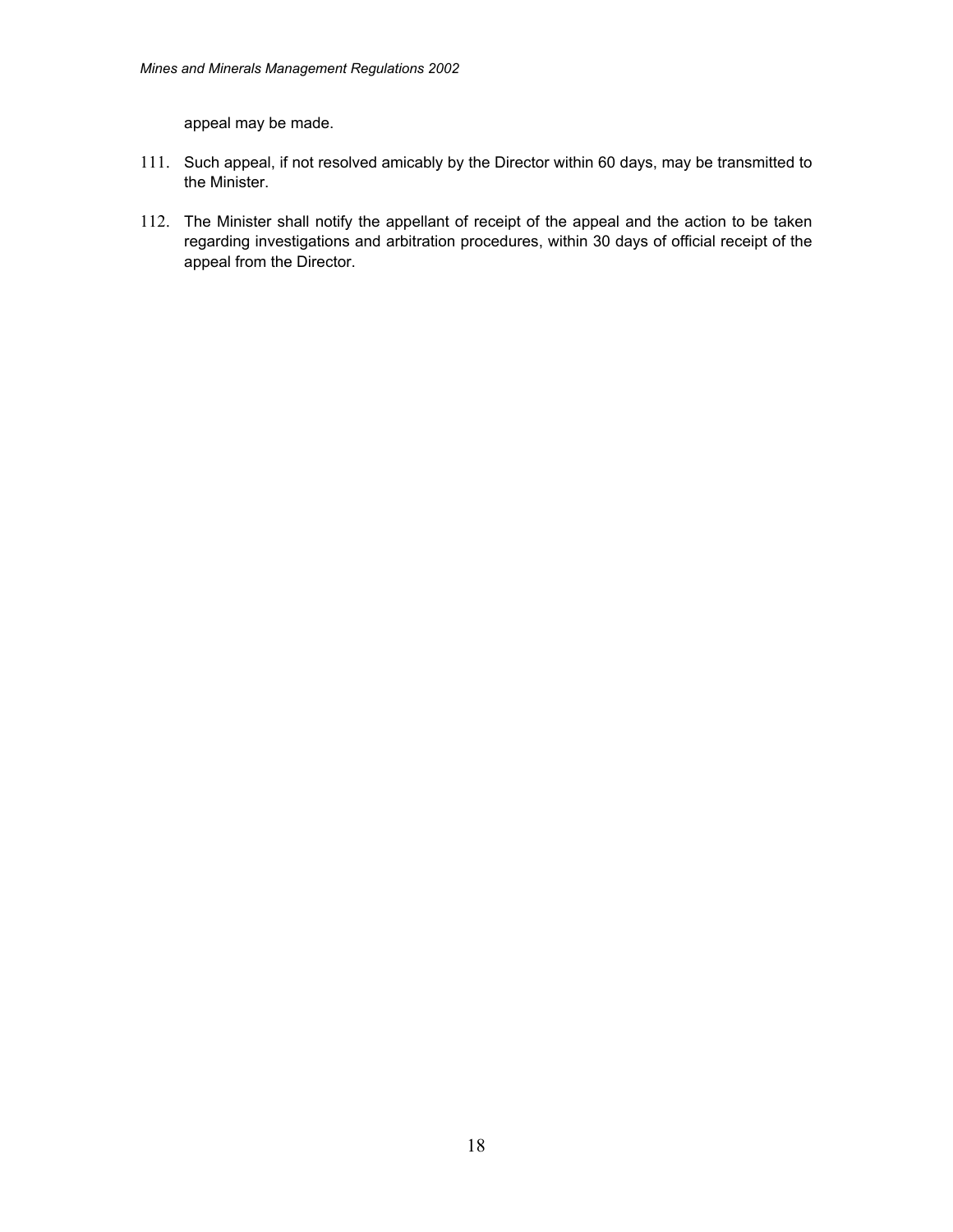appeal may be made.

111. Such appeal, if not resolved amicably by the Director within 60 days, may be transmitted to the Minister.

112. The Minister shall notify the appellant of receipt of the appeal and the action to be taken regarding investigations and arbitration procedures, within 30 days of official receipt of the appeal from the Director.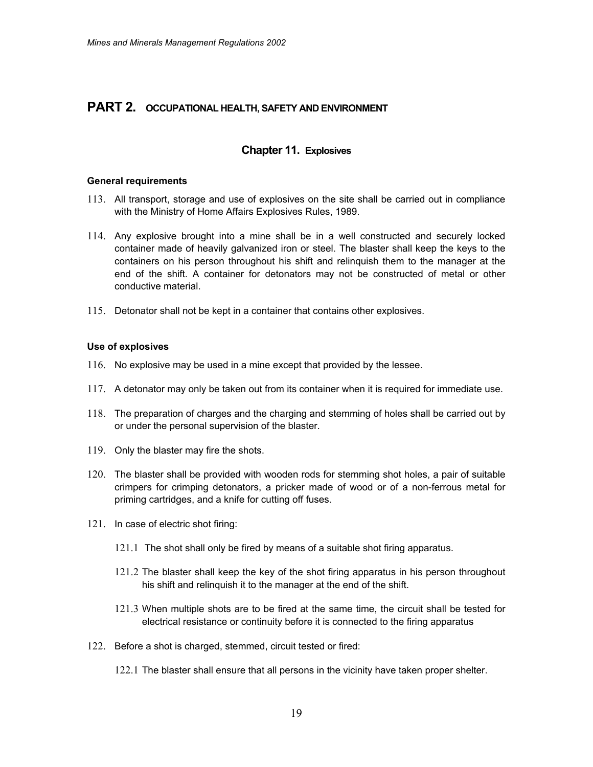# PART 2. OCCUPATIONAL HEALTH, SAFETY AND ENVIRONMENT

## Chapter 11. Explosives

### General requirements

113. All transport, storage and use of explosives on the site shall be carried out in compliance with the Ministry of Home Affairs Explosives Rules, 1989.

114. Any explosive brought into a mine shall be in a well constructed and securely locked container made of heavily galvanized iron or steel. The blaster shall keep the keys to the containers on his person throughout his shift and relinquish them to the manager at the end of the shift. A container for detonators may not be constructed of metal or other conductive material.

115. Detonator shall not be kept in a container that contains other explosives.

### Use of explosives

116. No explosive may be used in a mine except that provided by the lessee.

117. A detonator may only be taken out from its container when it is required for immediate use.

118. The preparation of charges and the charging and stemming of holes shall be carried out by or under the personal supervision of the blaster.

119. Only the blaster may fire the shots.

120. The blaster shall be provided with wooden rods for stemming shot holes, a pair of suitable crimpers for crimping detonators, a pricker made of wood or of a non-ferrous metal for priming cartridges, and a knife for cutting off fuses.

121. In case of electric shot firing:

    121.1 The shot shall only be fired by means of a suitable shot firing apparatus.

    121.2 The blaster shall keep the key of the shot firing apparatus in his person throughout his shift and relinquish it to the manager at the end of the shift.

    121.3 When multiple shots are to be fired at the same time, the circuit shall be tested for electrical resistance or continuity before it is connected to the firing apparatus

122. Before a shot is charged, stemmed, circuit tested or fired:

    122.1 The blaster shall ensure that all persons in the vicinity have taken proper shelter.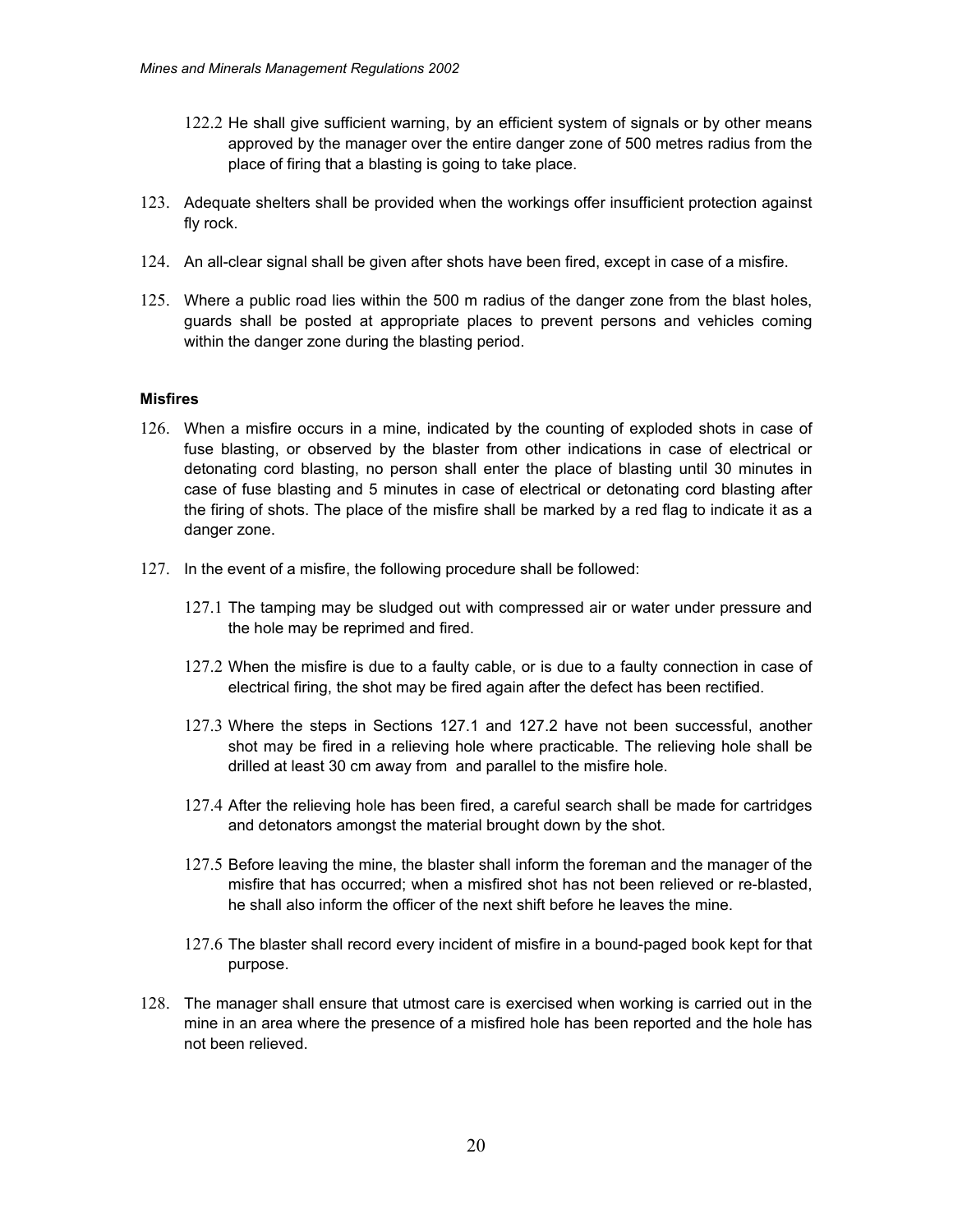122.2 He shall give sufficient warning, by an efficient system of signals or by other means approved by the manager over the entire danger zone of 500 metres radius from the place of firing that a blasting is going to take place.

123. Adequate shelters shall be provided when the workings offer insufficient protection against fly rock.

124. An all-clear signal shall be given after shots have been fired, except in case of a misfire.

125. Where a public road lies within the 500 m radius of the danger zone from the blast holes, guards shall be posted at appropriate places to prevent persons and vehicles coming within the danger zone during the blasting period.

**Misfires**

126. When a misfire occurs in a mine, indicated by the counting of exploded shots in case of fuse blasting, or observed by the blaster from other indications in case of electrical or detonating cord blasting, no person shall enter the place of blasting until 30 minutes in case of fuse blasting and 5 minutes in case of electrical or detonating cord blasting after the firing of shots. The place of the misfire shall be marked by a red flag to indicate it as a danger zone.

127. In the event of a misfire, the following procedure shall be followed:

127.1 The tamping may be sludged out with compressed air or water under pressure and the hole may be reprimed and fired.

127.2 When the misfire is due to a faulty cable, or is due to a faulty connection in case of electrical firing, the shot may be fired again after the defect has been rectified.

127.3 Where the steps in Sections 127.1 and 127.2 have not been successful, another shot may be fired in a relieving hole where practicable. The relieving hole shall be drilled at least 30 cm away from and parallel to the misfire hole.

127.4 After the relieving hole has been fired, a careful search shall be made for cartridges and detonators amongst the material brought down by the shot.

127.5 Before leaving the mine, the blaster shall inform the foreman and the manager of the misfire that has occurred; when a misfired shot has not been relieved or re-blasted, he shall also inform the officer of the next shift before he leaves the mine.

127.6 The blaster shall record every incident of misfire in a bound-paged book kept for that purpose.

128. The manager shall ensure that utmost care is exercised when working is carried out in the mine in an area where the presence of a misfired hole has been reported and the hole has not been relieved.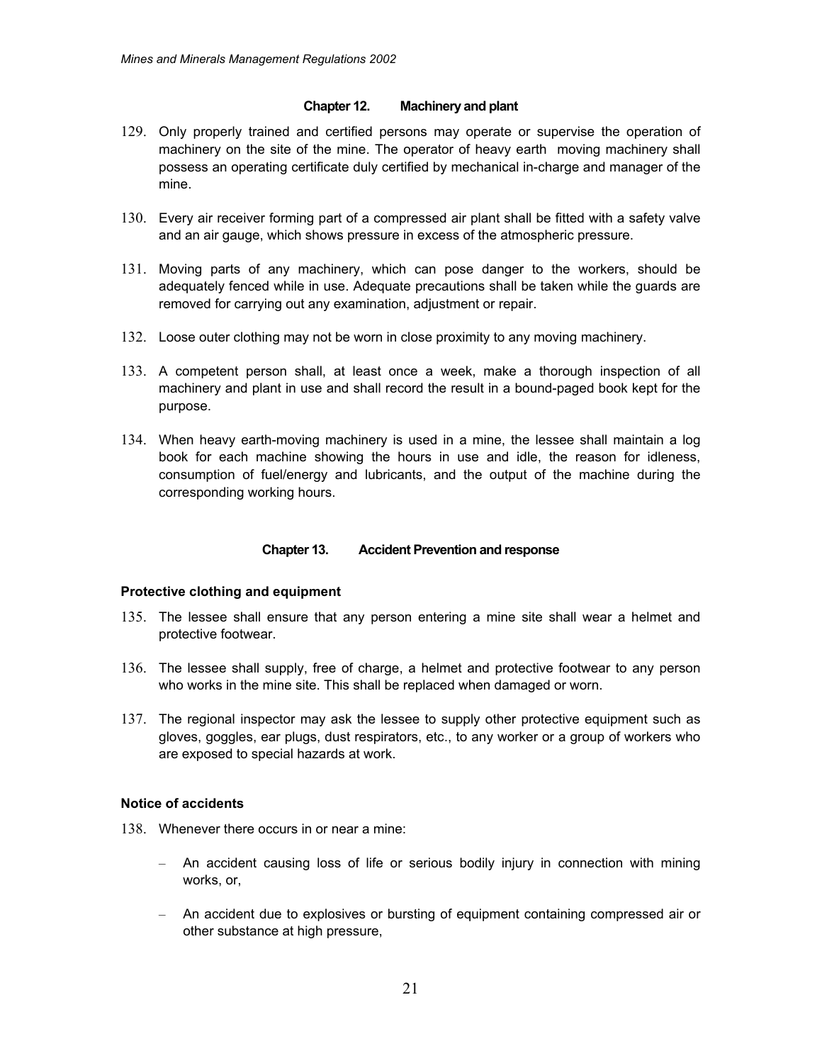## Chapter 12. Machinery and plant

129. Only properly trained and certified persons may operate or supervise the operation of machinery on the site of the mine. The operator of heavy earth moving machinery shall possess an operating certificate duly certified by mechanical in-charge and manager of the mine.

130. Every air receiver forming part of a compressed air plant shall be fitted with a safety valve and an air gauge, which shows pressure in excess of the atmospheric pressure.

131. Moving parts of any machinery, which can pose danger to the workers, should be adequately fenced while in use. Adequate precautions shall be taken while the guards are removed for carrying out any examination, adjustment or repair.

132. Loose outer clothing may not be worn in close proximity to any moving machinery.

133. A competent person shall, at least once a week, make a thorough inspection of all machinery and plant in use and shall record the result in a bound-paged book kept for the purpose.

134. When heavy earth-moving machinery is used in a mine, the lessee shall maintain a log book for each machine showing the hours in use and idle, the reason for idleness, consumption of fuel/energy and lubricants, and the output of the machine during the corresponding working hours.

## Chapter 13. Accident Prevention and response

### Protective clothing and equipment

135. The lessee shall ensure that any person entering a mine site shall wear a helmet and protective footwear.

136. The lessee shall supply, free of charge, a helmet and protective footwear to any person who works in the mine site. This shall be replaced when damaged or worn.

137. The regional inspector may ask the lessee to supply other protective equipment such as gloves, goggles, ear plugs, dust respirators, etc., to any worker or a group of workers who are exposed to special hazards at work.

### Notice of accidents

138. Whenever there occurs in or near a mine:

   - An accident causing loss of life or serious bodily injury in connection with mining works, or,

   - An accident due to explosives or bursting of equipment containing compressed air or other substance at high pressure,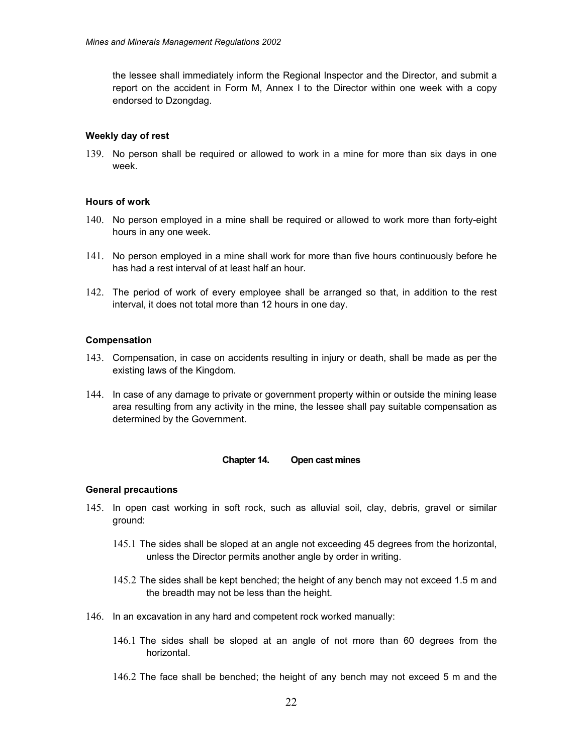the lessee shall immediately inform the Regional Inspector and the Director, and submit a report on the accident in Form M, Annex I to the Director within one week with a copy endorsed to Dzongdag.

### Weekly day of rest

139. No person shall be required or allowed to work in a mine for more than six days in one week.

### Hours of work

140. No person employed in a mine shall be required or allowed to work more than forty-eight hours in any one week.

141. No person employed in a mine shall work for more than five hours continuously before he has had a rest interval of at least half an hour.

142. The period of work of every employee shall be arranged so that, in addition to the rest interval, it does not total more than 12 hours in one day.

### Compensation

143. Compensation, in case on accidents resulting in injury or death, shall be made as per the existing laws of the Kingdom.

144. In case of any damage to private or government property within or outside the mining lease area resulting from any activity in the mine, the lessee shall pay suitable compensation as determined by the Government.

## Chapter 14. Open cast mines

### General precautions

145. In open cast working in soft rock, such as alluvial soil, clay, debris, gravel or similar ground:

    145.1 The sides shall be sloped at an angle not exceeding 45 degrees from the horizontal, unless the Director permits another angle by order in writing.

    145.2 The sides shall be kept benched; the height of any bench may not exceed 1.5 m and the breadth may not be less than the height.

146. In an excavation in any hard and competent rock worked manually:

    146.1 The sides shall be sloped at an angle of not more than 60 degrees from the horizontal.

    146.2 The face shall be benched; the height of any bench may not exceed 5 m and the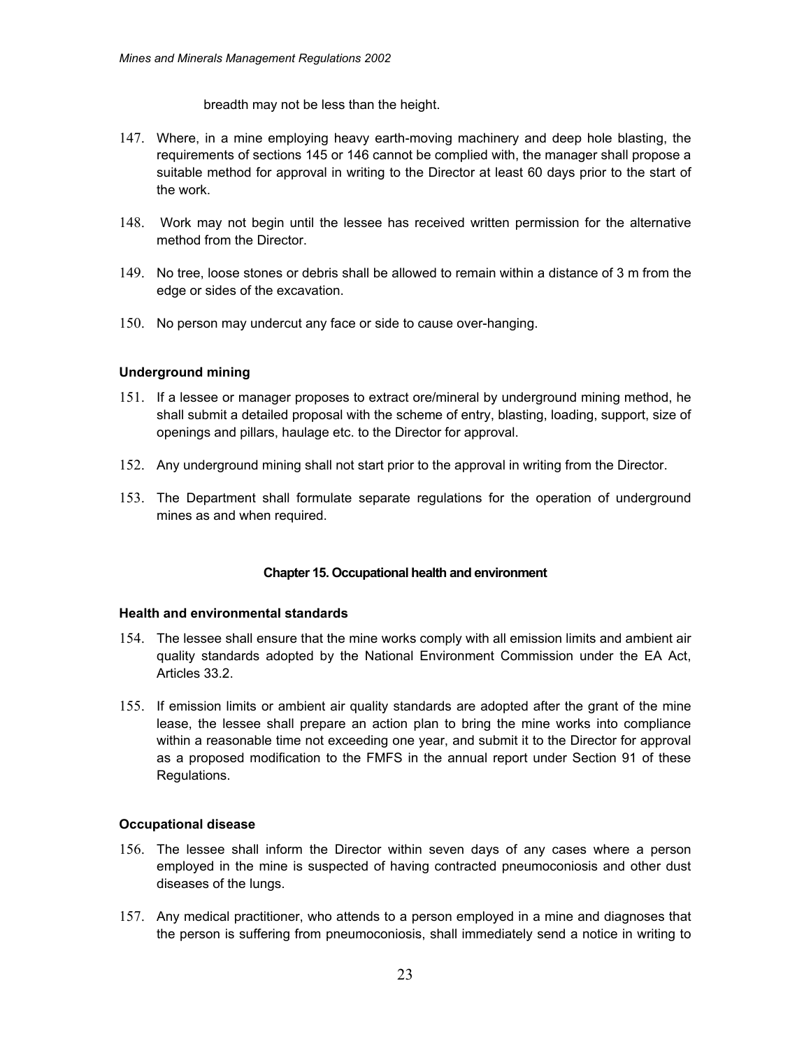breadth may not be less than the height.

147. Where, in a mine employing heavy earth-moving machinery and deep hole blasting, the requirements of sections 145 or 146 cannot be complied with, the manager shall propose a suitable method for approval in writing to the Director at least 60 days prior to the start of the work.

148. Work may not begin until the lessee has received written permission for the alternative method from the Director.

149. No tree, loose stones or debris shall be allowed to remain within a distance of 3 m from the edge or sides of the excavation.

150. No person may undercut any face or side to cause over-hanging.

**Underground mining**

151. If a lessee or manager proposes to extract ore/mineral by underground mining method, he shall submit a detailed proposal with the scheme of entry, blasting, loading, support, size of openings and pillars, haulage etc. to the Director for approval.

152. Any underground mining shall not start prior to the approval in writing from the Director.

153. The Department shall formulate separate regulations for the operation of underground mines as and when required.

## Chapter 15. Occupational health and environment

**Health and environmental standards**

154. The lessee shall ensure that the mine works comply with all emission limits and ambient air quality standards adopted by the National Environment Commission under the EA Act, Articles 33.2.

155. If emission limits or ambient air quality standards are adopted after the grant of the mine lease, the lessee shall prepare an action plan to bring the mine works into compliance within a reasonable time not exceeding one year, and submit it to the Director for approval as a proposed modification to the FMFS in the annual report under Section 91 of these Regulations.

**Occupational disease**

156. The lessee shall inform the Director within seven days of any cases where a person employed in the mine is suspected of having contracted pneumoconiosis and other dust diseases of the lungs.

157. Any medical practitioner, who attends to a person employed in a mine and diagnoses that the person is suffering from pneumoconiosis, shall immediately send a notice in writing to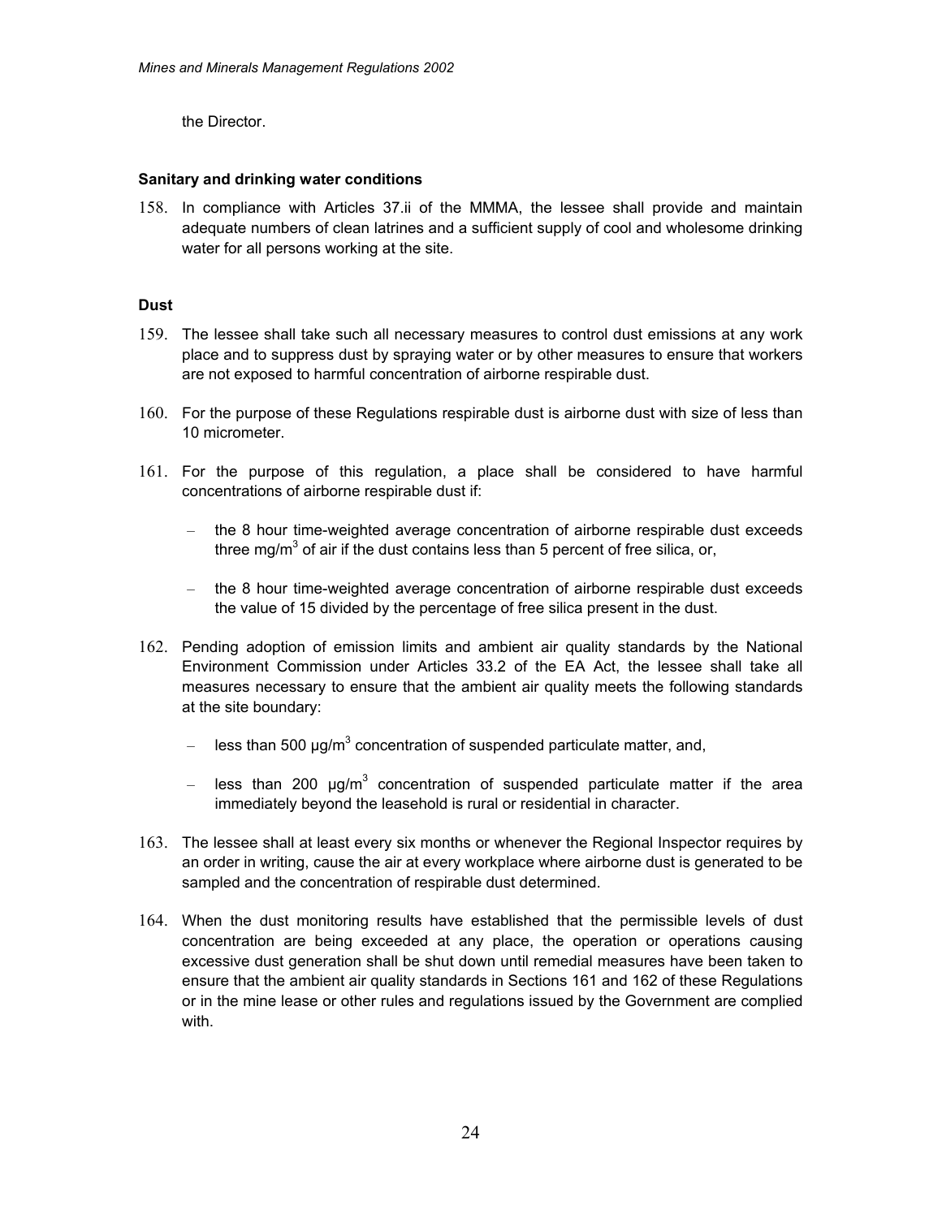the Director.

**Sanitary and drinking water conditions**

158. In compliance with Articles 37.ii of the MMMA, the lessee shall provide and maintain adequate numbers of clean latrines and a sufficient supply of cool and wholesome drinking water for all persons working at the site.

**Dust**

159. The lessee shall take such all necessary measures to control dust emissions at any work place and to suppress dust by spraying water or by other measures to ensure that workers are not exposed to harmful concentration of airborne respirable dust.

160. For the purpose of these Regulations respirable dust is airborne dust with size of less than 10 micrometer.

161. For the purpose of this regulation, a place shall be considered to have harmful concentrations of airborne respirable dust if:

   - the 8 hour time-weighted average concentration of airborne respirable dust exceeds three mg/m$^3$ of air if the dust contains less than 5 percent of free silica, or,

   - the 8 hour time-weighted average concentration of airborne respirable dust exceeds the value of 15 divided by the percentage of free silica present in the dust.

162. Pending adoption of emission limits and ambient air quality standards by the National Environment Commission under Articles 33.2 of the EA Act, the lessee shall take all measures necessary to ensure that the ambient air quality meets the following standards at the site boundary:

   - less than 500 µg/m$^3$ concentration of suspended particulate matter, and,

   - less than 200 µg/m$^3$ concentration of suspended particulate matter if the area immediately beyond the leasehold is rural or residential in character.

163. The lessee shall at least every six months or whenever the Regional Inspector requires by an order in writing, cause the air at every workplace where airborne dust is generated to be sampled and the concentration of respirable dust determined.

164. When the dust monitoring results have established that the permissible levels of dust concentration are being exceeded at any place, the operation or operations causing excessive dust generation shall be shut down until remedial measures have been taken to ensure that the ambient air quality standards in Sections 161 and 162 of these Regulations or in the mine lease or other rules and regulations issued by the Government are complied with.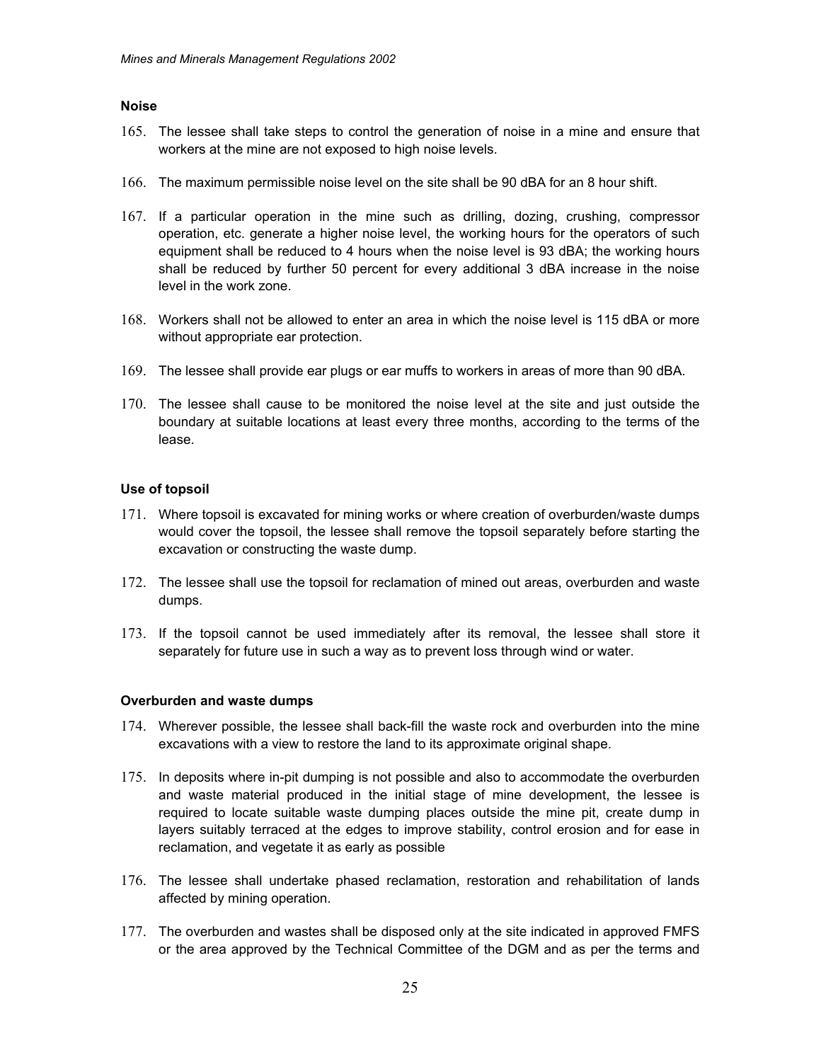**Noise**

165. The lessee shall take steps to control the generation of noise in a mine and ensure that workers at the mine are not exposed to high noise levels.

166. The maximum permissible noise level on the site shall be 90 dBA for an 8 hour shift.

167. If a particular operation in the mine such as drilling, dozing, crushing, compressor operation, etc. generate a higher noise level, the working hours for the operators of such equipment shall be reduced to 4 hours when the noise level is 93 dBA; the working hours shall be reduced by further 50 percent for every additional 3 dBA increase in the noise level in the work zone.

168. Workers shall not be allowed to enter an area in which the noise level is 115 dBA or more without appropriate ear protection.

169. The lessee shall provide ear plugs or ear muffs to workers in areas of more than 90 dBA.

170. The lessee shall cause to be monitored the noise level at the site and just outside the boundary at suitable locations at least every three months, according to the terms of the lease.

**Use of topsoil**

171. Where topsoil is excavated for mining works or where creation of overburden/waste dumps would cover the topsoil, the lessee shall remove the topsoil separately before starting the excavation or constructing the waste dump.

172. The lessee shall use the topsoil for reclamation of mined out areas, overburden and waste dumps.

173. If the topsoil cannot be used immediately after its removal, the lessee shall store it separately for future use in such a way as to prevent loss through wind or water.

**Overburden and waste dumps**

174. Wherever possible, the lessee shall back-fill the waste rock and overburden into the mine excavations with a view to restore the land to its approximate original shape.

175. In deposits where in-pit dumping is not possible and also to accommodate the overburden and waste material produced in the initial stage of mine development, the lessee is required to locate suitable waste dumping places outside the mine pit, create dump in layers suitably terraced at the edges to improve stability, control erosion and for ease in reclamation, and vegetate it as early as possible

176. The lessee shall undertake phased reclamation, restoration and rehabilitation of lands affected by mining operation.

177. The overburden and wastes shall be disposed only at the site indicated in approved FMFS or the area approved by the Technical Committee of the DGM and as per the terms and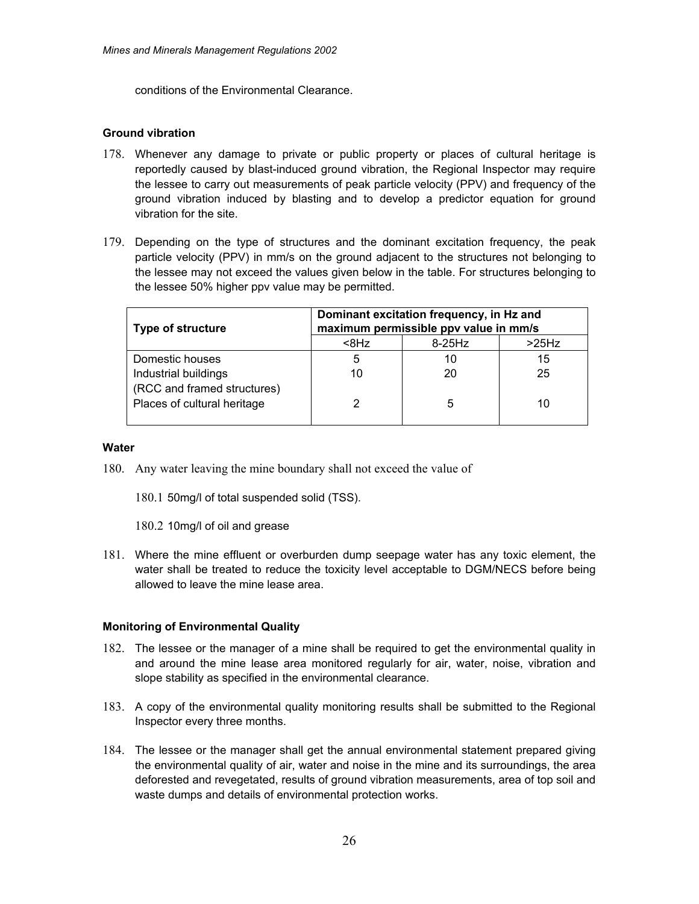conditions of the Environmental Clearance.

### Ground vibration

178. Whenever any damage to private or public property or places of cultural heritage is reportedly caused by blast-induced ground vibration, the Regional Inspector may require the lessee to carry out measurements of peak particle velocity (PPV) and frequency of the ground vibration induced by blasting and to develop a predictor equation for ground vibration for the site.

179. Depending on the type of structures and the dominant excitation frequency, the peak particle velocity (PPV) in mm/s on the ground adjacent to the structures not belonging to the lessee may not exceed the values given below in the table. For structures belonging to the lessee 50% higher ppv value may be permitted.

| Type of structure | Dominant excitation frequency, in Hz and maximum permissible ppv value in mm/s | | |
|---|---|---|---|
| | <8Hz | 8-25Hz | >25Hz |
| Domestic houses | 5 | 10 | 15 |
| Industrial buildings (RCC and framed structures) | 10 | 20 | 25 |
| Places of cultural heritage | 2 | 5 | 10 |

### Water

180. Any water leaving the mine boundary shall not exceed the value of

    180.1 50mg/l of total suspended solid (TSS).

    180.2 10mg/l of oil and grease

181. Where the mine effluent or overburden dump seepage water has any toxic element, the water shall be treated to reduce the toxicity level acceptable to DGM/NECS before being allowed to leave the mine lease area.

### Monitoring of Environmental Quality

182. The lessee or the manager of a mine shall be required to get the environmental quality in and around the mine lease area monitored regularly for air, water, noise, vibration and slope stability as specified in the environmental clearance.

183. A copy of the environmental quality monitoring results shall be submitted to the Regional Inspector every three months.

184. The lessee or the manager shall get the annual environmental statement prepared giving the environmental quality of air, water and noise in the mine and its surroundings, the area deforested and revegetated, results of ground vibration measurements, area of top soil and waste dumps and details of environmental protection works.